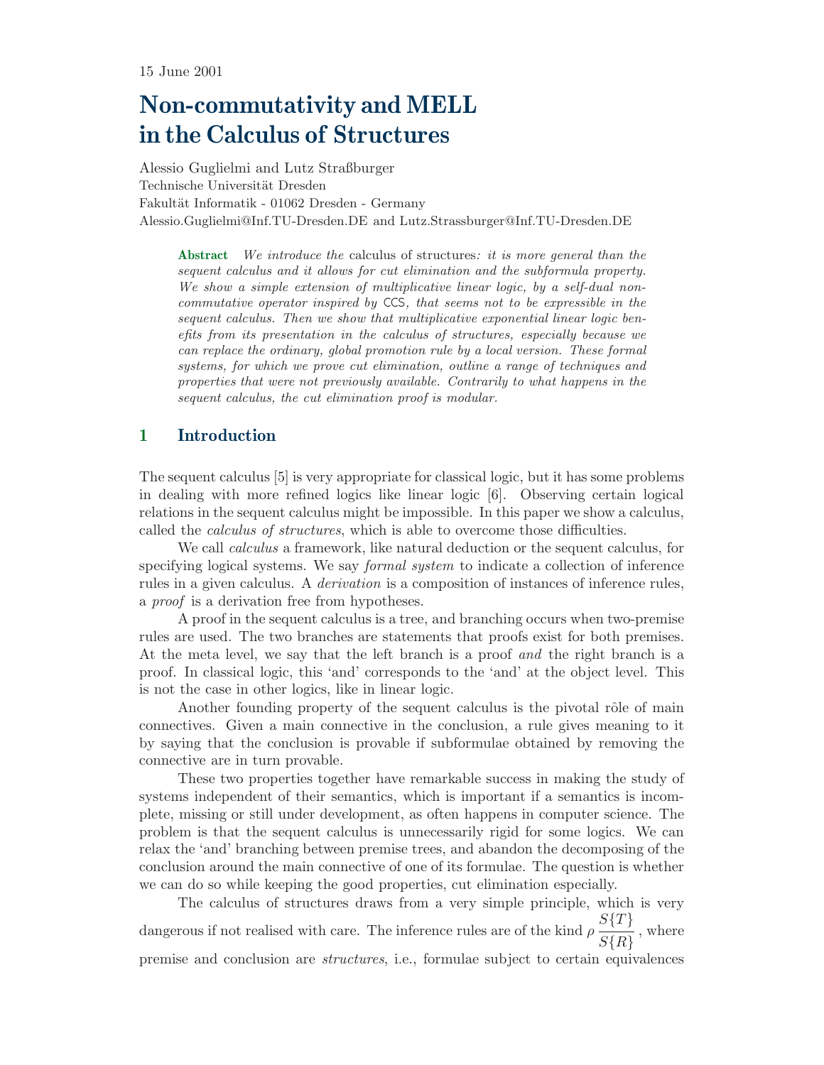15 June 2001

# Non-commutativity and MELL in the Calculus of Structures

Alessio Guglielmi and Lutz Straßburger
Technische Universität Dresden
Fakultät Informatik - 01062 Dresden - Germany
Alessio.Guglielmi@Inf.TU-Dresden.DE and Lutz.Strassburger@Inf.TU-Dresden.DE

> **Abstract** *We introduce the* calculus of structures*: it is more general than the sequent calculus and it allows for cut elimination and the subformula property. We show a simple extension of multiplicative linear logic, by a self-dual non-commutative operator inspired by* CCS*, that seems not to be expressible in the sequent calculus. Then we show that multiplicative exponential linear logic benefits from its presentation in the calculus of structures, especially because we can replace the ordinary, global promotion rule by a local version. These formal systems, for which we prove cut elimination, outline a range of techniques and properties that were not previously available. Contrarily to what happens in the sequent calculus, the cut elimination proof is modular.*

## 1 Introduction

The sequent calculus [5] is very appropriate for classical logic, but it has some problems in dealing with more refined logics like linear logic [6]. Observing certain logical relations in the sequent calculus might be impossible. In this paper we show a calculus, called the *calculus of structures*, which is able to overcome those difficulties.

We call *calculus* a framework, like natural deduction or the sequent calculus, for specifying logical systems. We say *formal system* to indicate a collection of inference rules in a given calculus. A *derivation* is a composition of instances of inference rules, a *proof* is a derivation free from hypotheses.

A proof in the sequent calculus is a tree, and branching occurs when two-premise rules are used. The two branches are statements that proofs exist for both premises. At the meta level, we say that the left branch is a proof *and* the right branch is a proof. In classical logic, this 'and' corresponds to the 'and' at the object level. This is not the case in other logics, like in linear logic.

Another founding property of the sequent calculus is the pivotal rôle of main connectives. Given a main connective in the conclusion, a rule gives meaning to it by saying that the conclusion is provable if subformulae obtained by removing the connective are in turn provable.

These two properties together have remarkable success in making the study of systems independent of their semantics, which is important if a semantics is incomplete, missing or still under development, as often happens in computer science. The problem is that the sequent calculus is unnecessarily rigid for some logics. We can relax the 'and' branching between premise trees, and abandon the decomposing of the conclusion around the main connective of one of its formulae. The question is whether we can do so while keeping the good properties, cut elimination especially.

The calculus of structures draws from a very simple principle, which is very dangerous if not realised with care. The inference rules are of the kind $\rho\,\dfrac{S\{T\}}{S\{R\}}$, where premise and conclusion are *structures*, i.e., formulae subject to certain equivalences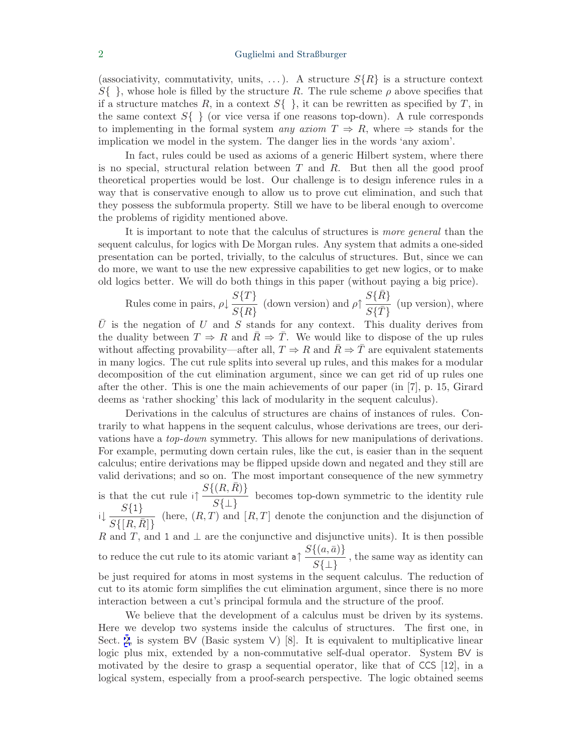(associativity, commutativity, units, ...). A structure $S\{R\}$ is a structure context $S\{\ \}$, whose hole is filled by the structure $R$. The rule scheme $\rho$ above specifies that if a structure matches $R$, in a context $S\{\ \}$, it can be rewritten as specified by $T$, in the same context $S\{\ \}$ (or vice versa if one reasons top-down). A rule corresponds to implementing in the formal system *any axiom* $T \Rightarrow R$, where $\Rightarrow$ stands for the implication we model in the system. The danger lies in the words 'any axiom'.

In fact, rules could be used as axioms of a generic Hilbert system, where there is no special, structural relation between $T$ and $R$. But then all the good proof theoretical properties would be lost. Our challenge is to design inference rules in a way that is conservative enough to allow us to prove cut elimination, and such that they possess the subformula property. Still we have to be liberal enough to overcome the problems of rigidity mentioned above.

It is important to note that the calculus of structures is *more general* than the sequent calculus, for logics with De Morgan rules. Any system that admits a one-sided presentation can be ported, trivially, to the calculus of structures. But, since we can do more, we want to use the new expressive capabilities to get new logics, or to make old logics better. We will do both things in this paper (without paying a big price).

Rules come in pairs, $\rho\!\downarrow \dfrac{S\{T\}}{S\{R\}}$ (down version) and $\rho\!\uparrow \dfrac{S\{\bar{R}\}}{S\{\bar{T}\}}$ (up version), where $\bar{U}$ is the negation of $U$ and $S$ stands for any context. This duality derives from the duality between $T \Rightarrow R$ and $\bar{R} \Rightarrow \bar{T}$. We would like to dispose of the up rules without affecting provability—after all, $T \Rightarrow R$ and $\bar{R} \Rightarrow \bar{T}$ are equivalent statements in many logics. The cut rule splits into several up rules, and this makes for a modular decomposition of the cut elimination argument, since we can get rid of up rules one after the other. This is one the main achievements of our paper (in [7], p. 15, Girard deems as 'rather shocking' this lack of modularity in the sequent calculus).

Derivations in the calculus of structures are chains of instances of rules. Contrarily to what happens in the sequent calculus, whose derivations are trees, our derivations have a *top-down* symmetry. This allows for new manipulations of derivations. For example, permuting down certain rules, like the cut, is easier than in the sequent calculus; entire derivations may be flipped upside down and negated and they still are valid derivations; and so on. The most important consequence of the new symmetry is that the cut rule $\mathsf{i}\!\uparrow \dfrac{S\{(R,\bar{R})\}}{S\{\bot\}}$ becomes top-down symmetric to the identity rule $\mathsf{i}\!\downarrow \dfrac{S\{1\}}{S\{[R,\bar{R}]\}}$ (here, $(R,T)$ and $[R,T]$ denote the conjunction and the disjunction of $R$ and $T$, and $1$ and $\bot$ are the conjunctive and disjunctive units). It is then possible to reduce the cut rule to its atomic variant $\mathsf{a}\!\uparrow \dfrac{S\{(a,\bar{a})\}}{S\{\bot\}}$, the same way as identity can be just required for atoms in most systems in the sequent calculus. The reduction of cut to its atomic form simplifies the cut elimination argument, since there is no more interaction between a cut's principal formula and the structure of the proof.

We believe that the development of a calculus must be driven by its systems. Here we develop two systems inside the calculus of structures. The first one, in Sect. 2, is system BV (Basic system V) [8]. It is equivalent to multiplicative linear logic plus mix, extended by a non-commutative self-dual operator. System BV is motivated by the desire to grasp a sequential operator, like that of CCS [12], in a logical system, especially from a proof-search perspective. The logic obtained seems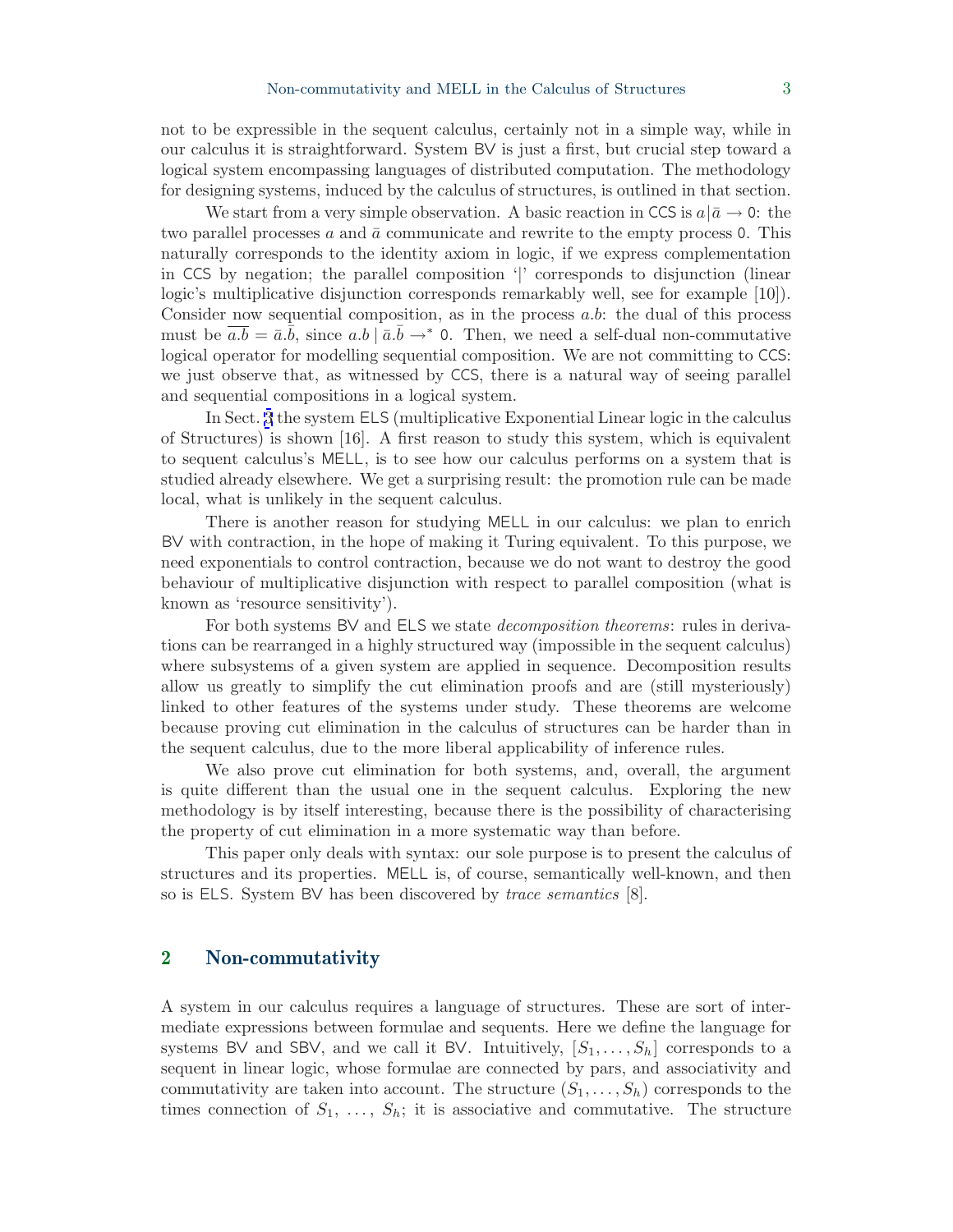not to be expressible in the sequent calculus, certainly not in a simple way, while in our calculus it is straightforward. System BV is just a first, but crucial step toward a logical system encompassing languages of distributed computation. The methodology for designing systems, induced by the calculus of structures, is outlined in that section.

We start from a very simple observation. A basic reaction in CCS is $a \,|\, \bar{a} \rightarrow \mathsf{0}$: the two parallel processes $a$ and $\bar{a}$ communicate and rewrite to the empty process 0. This naturally corresponds to the identity axiom in logic, if we express complementation in CCS by negation; the parallel composition '|' corresponds to disjunction (linear logic's multiplicative disjunction corresponds remarkably well, see for example [10]). Consider now sequential composition, as in the process $a.b$: the dual of this process must be $\overline{a.b} = \bar{a}.\bar{b}$, since $a.b \,|\, \bar{a}.\bar{b} \rightarrow^{*} \mathsf{0}$. Then, we need a self-dual non-commutative logical operator for modelling sequential composition. We are not committing to CCS: we just observe that, as witnessed by CCS, there is a natural way of seeing parallel and sequential compositions in a logical system.

In Sect. 3 the system ELS (multiplicative Exponential Linear logic in the calculus of Structures) is shown [16]. A first reason to study this system, which is equivalent to sequent calculus's MELL, is to see how our calculus performs on a system that is studied already elsewhere. We get a surprising result: the promotion rule can be made local, what is unlikely in the sequent calculus.

There is another reason for studying MELL in our calculus: we plan to enrich BV with contraction, in the hope of making it Turing equivalent. To this purpose, we need exponentials to control contraction, because we do not want to destroy the good behaviour of multiplicative disjunction with respect to parallel composition (what is known as 'resource sensitivity').

For both systems BV and ELS we state *decomposition theorems*: rules in derivations can be rearranged in a highly structured way (impossible in the sequent calculus) where subsystems of a given system are applied in sequence. Decomposition results allow us greatly to simplify the cut elimination proofs and are (still mysteriously) linked to other features of the systems under study. These theorems are welcome because proving cut elimination in the calculus of structures can be harder than in the sequent calculus, due to the more liberal applicability of inference rules.

We also prove cut elimination for both systems, and, overall, the argument is quite different than the usual one in the sequent calculus. Exploring the new methodology is by itself interesting, because there is the possibility of characterising the property of cut elimination in a more systematic way than before.

This paper only deals with syntax: our sole purpose is to present the calculus of structures and its properties. MELL is, of course, semantically well-known, and then so is ELS. System BV has been discovered by *trace semantics* [8].

## 2 Non-commutativity

A system in our calculus requires a language of structures. These are sort of intermediate expressions between formulae and sequents. Here we define the language for systems BV and SBV, and we call it BV. Intuitively, $[S_1, \dots, S_h]$ corresponds to a sequent in linear logic, whose formulae are connected by pars, and associativity and commutativity are taken into account. The structure $(S_1, \dots, S_h)$ corresponds to the times connection of $S_1, \dots, S_h$; it is associative and commutative. The structure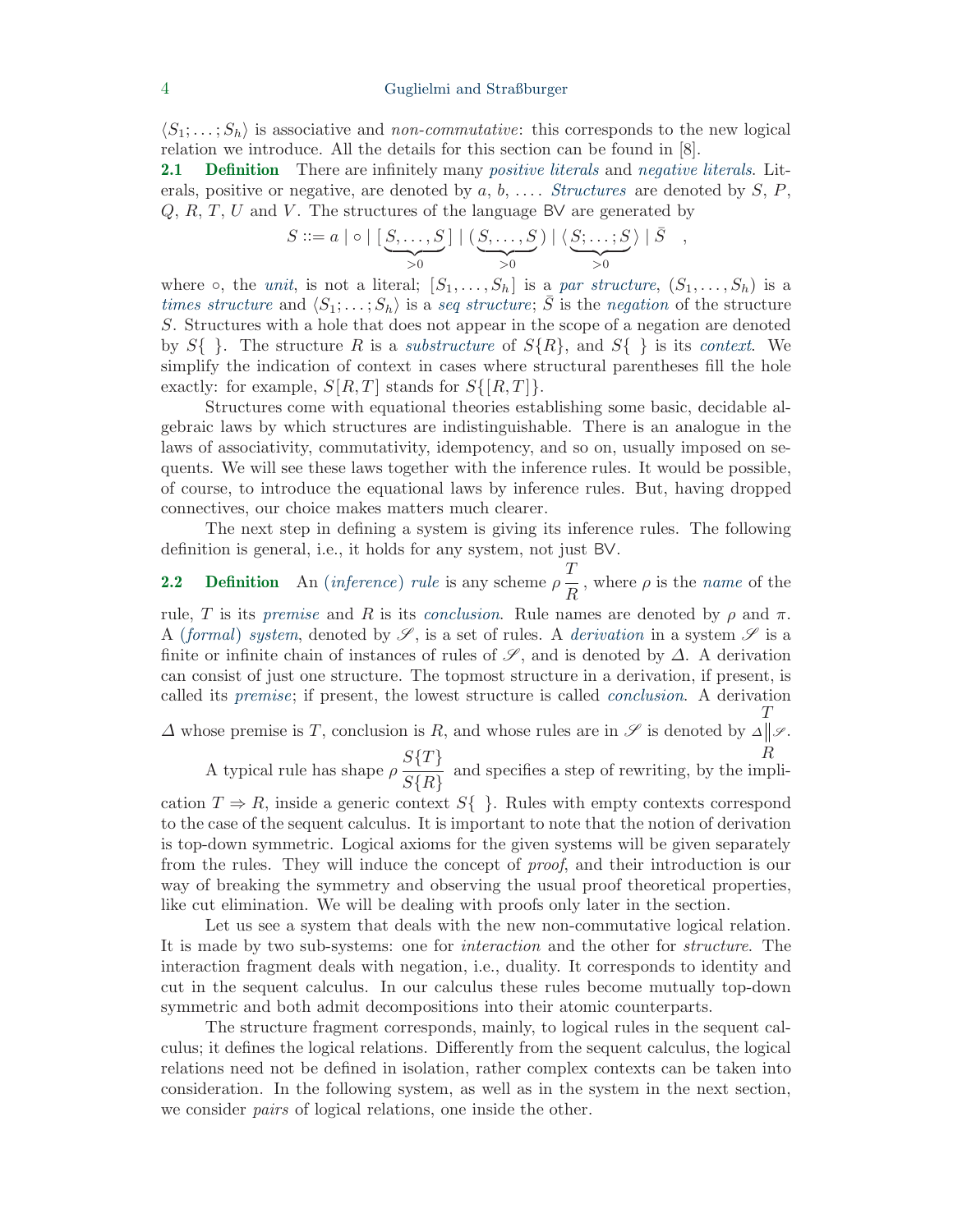$\langle S_1; \dots; S_h \rangle$ is associative and *non-commutative*: this corresponds to the new logical relation we introduce. All the details for this section can be found in [8].

**2.1 Definition** There are infinitely many *positive literals* and *negative literals*. Literals, positive or negative, are denoted by $a$, $b$, .... *Structures* are denoted by $S$, $P$, $Q$, $R$, $T$, $U$ and $V$. The structures of the language BV are generated by

$$S ::= a \mid \circ \mid [\underbrace{S, \dots, S}_{>0}] \mid (\underbrace{S, \dots, S}_{>0}) \mid \langle \underbrace{S; \dots; S}_{>0} \rangle \mid \bar{S} \quad ,$$

where $\circ$, the *unit*, is not a literal; $[S_1, \dots, S_h]$ is a *par structure*, $(S_1, \dots, S_h)$ is a *times structure* and $\langle S_1; \dots; S_h \rangle$ is a *seq structure*; $\bar{S}$ is the *negation* of the structure $S$. Structures with a hole that does not appear in the scope of a negation are denoted by $S\{\ \}$. The structure $R$ is a *substructure* of $S\{R\}$, and $S\{\ \}$ is its *context*. We simplify the indication of context in cases where structural parentheses fill the hole exactly: for example, $S[R, T]$ stands for $S\{[R, T]\}$.

Structures come with equational theories establishing some basic, decidable algebraic laws by which structures are indistinguishable. There is an analogue in the laws of associativity, commutativity, idempotency, and so on, usually imposed on sequents. We will see these laws together with the inference rules. It would be possible, of course, to introduce the equational laws by inference rules. But, having dropped connectives, our choice makes matters much clearer.

The next step in defining a system is giving its inference rules. The following definition is general, i.e., it holds for any system, not just BV.

**2.2 Definition** An (*inference*) *rule* is any scheme $\rho \dfrac{T}{R}$, where $\rho$ is the *name* of the rule, $T$ is its *premise* and $R$ is its *conclusion*. Rule names are denoted by $\rho$ and $\pi$. A (*formal*) *system*, denoted by $\mathscr{S}$, is a set of rules. A *derivation* in a system $\mathscr{S}$ is a finite or infinite chain of instances of rules of $\mathscr{S}$, and is denoted by $\Delta$. A derivation can consist of just one structure. The topmost structure in a derivation, if present, is called its *premise*; if present, the lowest structure is called *conclusion*. A derivation $\Delta$ whose premise is $T$, conclusion is $R$, and whose rules are in $\mathscr{S}$ is denoted by $\begin{array}{c} T \\ \Delta \Vert \mathscr{S} \\ R \end{array}$.

A typical rule has shape $\rho \dfrac{S\{T\}}{S\{R\}}$ and specifies a step of rewriting, by the implication $T \Rightarrow R$, inside a generic context $S\{\ \}$. Rules with empty contexts correspond to the case of the sequent calculus. It is important to note that the notion of derivation is top-down symmetric. Logical axioms for the given systems will be given separately from the rules. They will induce the concept of *proof*, and their introduction is our way of breaking the symmetry and observing the usual proof theoretical properties, like cut elimination. We will be dealing with proofs only later in the section.

Let us see a system that deals with the new non-commutative logical relation. It is made by two sub-systems: one for *interaction* and the other for *structure*. The interaction fragment deals with negation, i.e., duality. It corresponds to identity and cut in the sequent calculus. In our calculus these rules become mutually top-down symmetric and both admit decompositions into their atomic counterparts.

The structure fragment corresponds, mainly, to logical rules in the sequent calculus; it defines the logical relations. Differently from the sequent calculus, the logical relations need not be defined in isolation, rather complex contexts can be taken into consideration. In the following system, as well as in the system in the next section, we consider *pairs* of logical relations, one inside the other.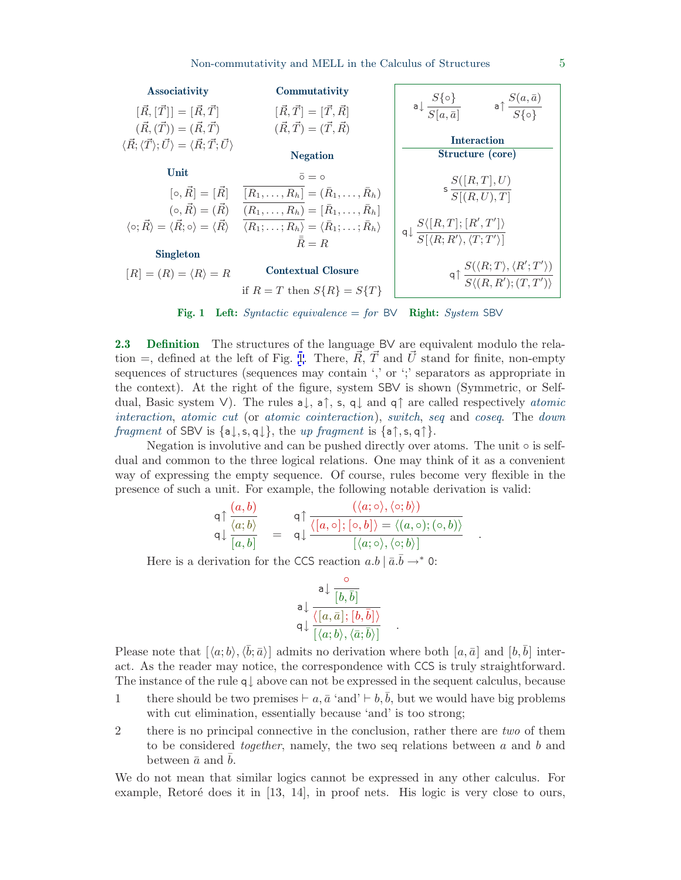**Associativity**

$$[\vec{R},[\vec{T}]] = [\vec{R},\vec{T}]$$
$$(\vec{R},(\vec{T})) = (\vec{R},\vec{T})$$
$$\langle \vec{R};\langle \vec{T}\rangle;\vec{U}\rangle = \langle \vec{R};\vec{T};\vec{U}\rangle$$

**Commutativity**

$$[\vec{R},\vec{T}] = [\vec{T},\vec{R}]$$
$$(\vec{R},\vec{T}) = (\vec{T},\vec{R})$$

**Unit**

$$[\circ,\vec{R}] = [\vec{R}]$$
$$(\circ,\vec{R}) = (\vec{R})$$
$$\langle \circ;\vec{R}\rangle = \langle \vec{R};\circ\rangle = \langle \vec{R}\rangle$$

**Negation**

$$\bar{\circ} = \circ$$
$$\overline{[R_1,\dots,R_h]} = (\bar{R}_1,\dots,\bar{R}_h)$$
$$\overline{(R_1,\dots,R_h)} = [\bar{R}_1,\dots,\bar{R}_h]$$
$$\overline{\langle R_1;\dots;R_h\rangle} = \langle \bar{R}_1;\dots;\bar{R}_h\rangle$$
$$\bar{\bar{R}} = R$$

**Singleton**

$$[R] = (R) = \langle R\rangle = R$$

**Contextual Closure**

if $R = T$ then $S\{R\} = S\{T\}$

**Interaction**

$$\mathsf{a}\!\downarrow \frac{S\{\circ\}}{S[a,\bar{a}]} \qquad \mathsf{a}\!\uparrow \frac{S(a,\bar{a})}{S\{\circ\}}$$

**Structure (core)**

$$\mathsf{s}\,\frac{S([R,T],U)}{S[(R,U),T]}$$

$$\mathsf{q}\!\downarrow \frac{S\langle [R,T];[R',T']\rangle}{S[\langle R;R'\rangle,\langle T;T'\rangle]}$$

$$\mathsf{q}\!\uparrow \frac{S(\langle R;T\rangle,\langle R';T'\rangle)}{S\langle (R,R');(T,T')\rangle}$$

**Fig. 1** **Left:** *Syntactic equivalence = for* BV **Right:** *System* SBV

**2.3 Definition** The structures of the language BV are equivalent modulo the relation =, defined at the left of Fig. 1. There, $\vec{R}$, $\vec{T}$ and $\vec{U}$ stand for finite, non-empty sequences of structures (sequences may contain ',' or ';' separators as appropriate in the context). At the right of the figure, system SBV is shown (Symmetric, or Self-dual, Basic system V). The rules $\mathsf{a}\!\downarrow$, $\mathsf{a}\!\uparrow$, $\mathsf{s}$, $\mathsf{q}\!\downarrow$ and $\mathsf{q}\!\uparrow$ are called respectively *atomic interaction*, *atomic cut* (or *atomic cointeraction*), *switch*, *seq* and *coseq*. The *down fragment* of SBV is $\{\mathsf{a}\!\downarrow,\mathsf{s},\mathsf{q}\!\downarrow\}$, the *up fragment* is $\{\mathsf{a}\!\uparrow,\mathsf{s},\mathsf{q}\!\uparrow\}$.

Negation is involutive and can be pushed directly over atoms. The unit $\circ$ is self-dual and common to the three logical relations. One may think of it as a convenient way of expressing the empty sequence. Of course, rules become very flexible in the presence of such a unit. For example, the following notable derivation is valid:

$$\mathsf{q}\!\uparrow \frac{(a,b)}{\mathsf{q}\!\downarrow \dfrac{\langle a;b\rangle}{[a,b]}} \quad = \quad \mathsf{q}\!\uparrow \frac{(\langle a;\circ\rangle,\langle \circ;b\rangle)}{\mathsf{q}\!\downarrow \dfrac{\langle [a,\circ];[\circ,b]\rangle = \langle (a,\circ);(\circ,b)\rangle}{[\langle a;\circ\rangle,\langle \circ;b\rangle]}} \quad .$$

Here is a derivation for the CCS reaction $a.b \mid \bar{a}.\bar{b} \to^{*} 0$:

$$\mathsf{a}\!\downarrow \frac{\circ}{\mathsf{a}\!\downarrow \dfrac{[b,\bar{b}]}{\mathsf{q}\!\downarrow \dfrac{\langle [a,\bar{a}];[b,\bar{b}]\rangle}{[\langle a;b\rangle,\langle \bar{a};\bar{b}\rangle]}}} \quad .$$

Please note that $[\langle a;b\rangle,\langle \bar{b};\bar{a}\rangle]$ admits no derivation where both $[a,\bar{a}]$ and $[b,\bar{b}]$ interact. As the reader may notice, the correspondence with CCS is truly straightforward. The instance of the rule $\mathsf{q}\!\downarrow$ above can not be expressed in the sequent calculus, because

1. there should be two premises $\vdash a,\bar{a}$ 'and' $\vdash b,\bar{b}$, but we would have big problems with cut elimination, essentially because 'and' is too strong;
2. there is no principal connective in the conclusion, rather there are *two* of them to be considered *together*, namely, the two seq relations between $a$ and $b$ and between $\bar{a}$ and $\bar{b}$.

We do not mean that similar logics cannot be expressed in any other calculus. For example, Retoré does it in [13, 14], in proof nets. His logic is very close to ours,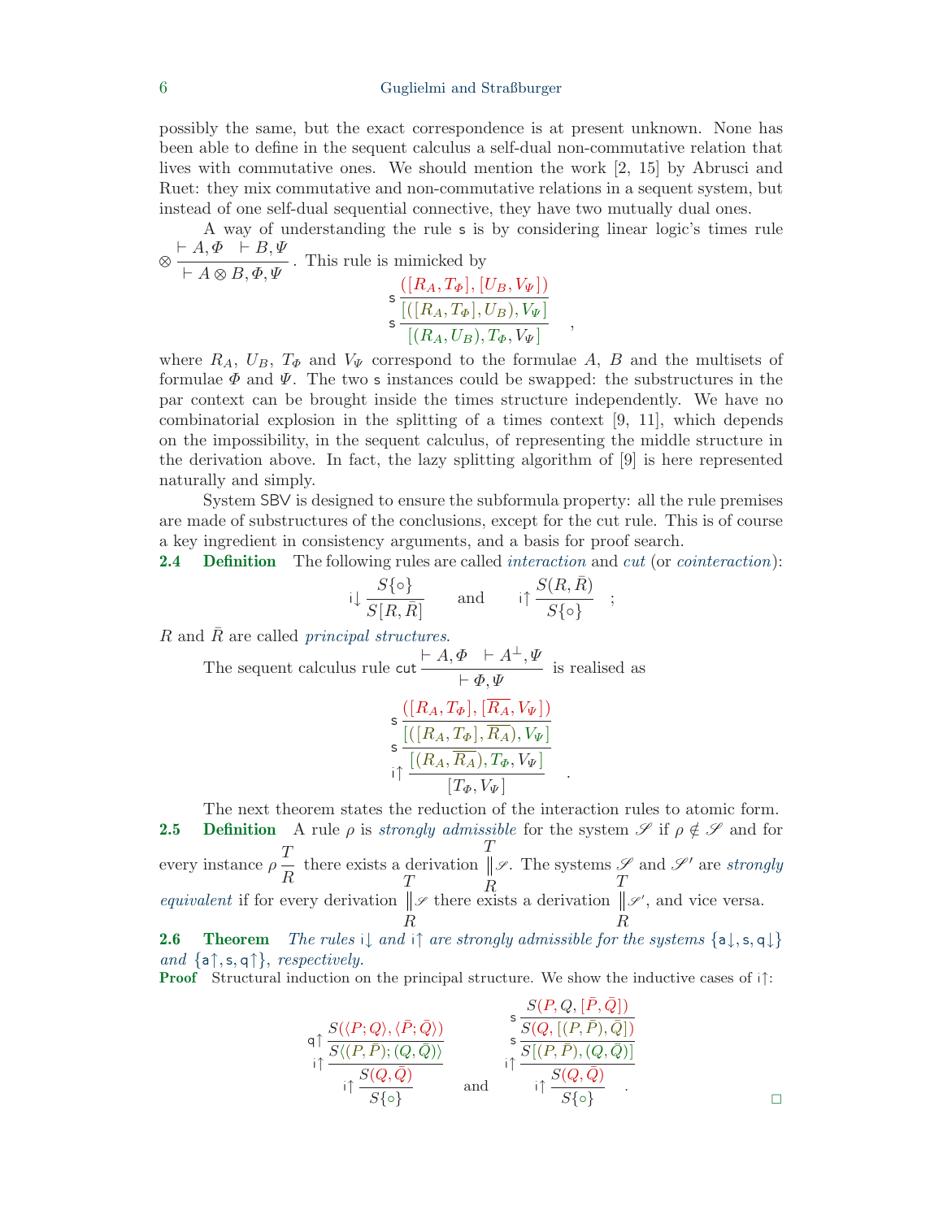possibly the same, but the exact correspondence is at present unknown. None has been able to define in the sequent calculus a self-dual non-commutative relation that lives with commutative ones. We should mention the work [2, 15] by Abrusci and Ruet: they mix commutative and non-commutative relations in a sequent system, but instead of one self-dual sequential connective, they have two mutually dual ones.

A way of understanding the rule $\mathsf{s}$ is by considering linear logic's times rule $\otimes \dfrac{\vdash A, \Phi \quad \vdash B, \Psi}{\vdash A \otimes B, \Phi, \Psi}$. This rule is mimicked by

$$\mathsf{s}\,\dfrac{\mathsf{s}\,\dfrac{([R_A, T_\Phi], [U_B, V_\Psi])}{[([R_A, T_\Phi], U_B), V_\Psi]}}{[(R_A, U_B), T_\Phi, V_\Psi]} \quad ,$$

where $R_A$, $U_B$, $T_\Phi$ and $V_\Psi$ correspond to the formulae $A$, $B$ and the multisets of formulae $\Phi$ and $\Psi$. The two $\mathsf{s}$ instances could be swapped: the substructures in the par context can be brought inside the times structure independently. We have no combinatorial explosion in the splitting of a times context [9, 11], which depends on the impossibility, in the sequent calculus, of representing the middle structure in the derivation above. In fact, the lazy splitting algorithm of [9] is here represented naturally and simply.

System $\mathsf{SBV}$ is designed to ensure the subformula property: all the rule premises are made of substructures of the conclusions, except for the cut rule. This is of course a key ingredient in consistency arguments, and a basis for proof search.

**2.4 Definition** The following rules are called *interaction* and *cut* (or *cointeraction*):

$$\mathsf{i}{\downarrow}\,\dfrac{S\{\circ\}}{S[R, \bar{R}]} \qquad \text{and} \qquad \mathsf{i}{\uparrow}\,\dfrac{S(R, \bar{R})}{S\{\circ\}} \quad ;$$

$R$ and $\bar{R}$ are called *principal structures*.

The sequent calculus rule $\mathsf{cut}\,\dfrac{\vdash A, \Phi \quad \vdash A^\perp, \Psi}{\vdash \Phi, \Psi}$ is realised as

$$\mathsf{i}{\uparrow}\,\dfrac{\mathsf{s}\,\dfrac{\mathsf{s}\,\dfrac{([R_A, T_\Phi], [\overline{R_A}, V_\Psi])}{[([R_A, T_\Phi], \overline{R_A}), V_\Psi]}}{[(R_A, \overline{R_A}), T_\Phi, V_\Psi]}}{[T_\Phi, V_\Psi]} \quad .$$

The next theorem states the reduction of the interaction rules to atomic form.

**2.5 Definition** A rule $\rho$ is *strongly admissible* for the system $\mathscr{S}$ if $\rho \notin \mathscr{S}$ and for every instance $\rho\,\dfrac{T}{R}$ there exists a derivation $\begin{array}{c} T \\ \| \mathscr{S} \\ R \end{array}$. The systems $\mathscr{S}$ and $\mathscr{S}'$ are *strongly equivalent* if for every derivation $\begin{array}{c} T \\ \| \mathscr{S} \\ R \end{array}$ there exists a derivation $\begin{array}{c} T \\ \| \mathscr{S}' \\ R \end{array}$, and vice versa.

**2.6 Theorem** *The rules $\mathsf{i}{\downarrow}$ and $\mathsf{i}{\uparrow}$ are strongly admissible for the systems $\{\mathsf{a}{\downarrow}, \mathsf{s}, \mathsf{q}{\downarrow}\}$ and $\{\mathsf{a}{\uparrow}, \mathsf{s}, \mathsf{q}{\uparrow}\}$, respectively.*

**Proof** Structural induction on the principal structure. We show the inductive cases of $\mathsf{i}{\uparrow}$:

$$\mathsf{i}{\uparrow}\,\dfrac{\mathsf{i}{\uparrow}\,\dfrac{\mathsf{q}{\uparrow}\,\dfrac{S(\langle P; Q\rangle, \langle \bar{P}; \bar{Q}\rangle)}{S\langle (P, \bar{P}); (Q, \bar{Q})\rangle}}{S(Q, \bar{Q})}}{S\{\circ\}} \qquad \text{and} \qquad \mathsf{i}{\uparrow}\,\dfrac{\mathsf{i}{\uparrow}\,\dfrac{\mathsf{s}\,\dfrac{\mathsf{s}\,\dfrac{S(P, Q, [\bar{P}, \bar{Q}])}{S(Q, [(P, \bar{P}), \bar{Q}])}}{S[(P, \bar{P}), (Q, \bar{Q})]}}{S(Q, \bar{Q})}}{S\{\circ\}} \quad .$$

□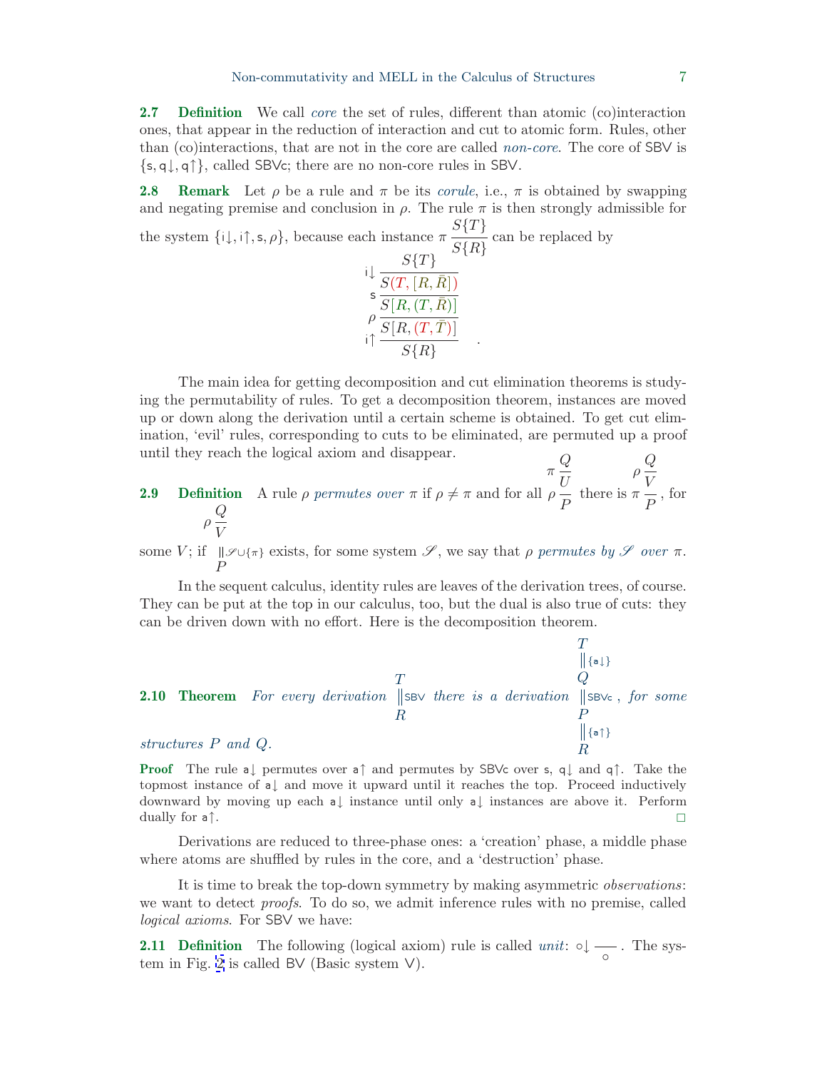**2.7 Definition** We call *core* the set of rules, different than atomic (co)interaction ones, that appear in the reduction of interaction and cut to atomic form. Rules, other than (co)interactions, that are not in the core are called *non-core*. The core of SBV is $\{\mathsf{s}, \mathsf{q}{\downarrow}, \mathsf{q}{\uparrow}\}$, called SBVc; there are no non-core rules in SBV.

**2.8 Remark** Let $\rho$ be a rule and $\pi$ be its *corule*, i.e., $\pi$ is obtained by swapping and negating premise and conclusion in $\rho$. The rule $\pi$ is then strongly admissible for the system $\{\mathsf{i}{\downarrow}, \mathsf{i}{\uparrow}, \mathsf{s}, \rho\}$, because each instance $\pi \dfrac{S\{T\}}{S\{R\}}$ can be replaced by

$$
\mathsf{i}{\downarrow}\,\dfrac{S\{T\}}{\mathsf{s}\,\dfrac{S(T,[R,\bar{R}])}{\rho\,\dfrac{S[R,(T,\bar{R})]}{\mathsf{i}{\uparrow}\,\dfrac{S[R,(T,\bar{T})]}{S\{R\}}}}} \quad .
$$

The main idea for getting decomposition and cut elimination theorems is studying the permutability of rules. To get a decomposition theorem, instances are moved up or down along the derivation until a certain scheme is obtained. To get cut elimination, 'evil' rules, corresponding to cuts to be eliminated, are permuted up a proof until they reach the logical axiom and disappear.

**2.9 Definition** A rule $\rho$ *permutes over* $\pi$ if $\rho \neq \pi$ and for all $\pi \dfrac{Q}{\rho\,\dfrac{U}{P}}$ there is $\rho \dfrac{Q}{\pi\,\dfrac{V}{P}}$, for some $V$; if $\rho \dfrac{Q}{\begin{array}{c}V\\ \|{\mathscr{S}\cup\{\pi\}}\\ P\end{array}}$ exists, for some system $\mathscr{S}$, we say that $\rho$ *permutes by* $\mathscr{S}$ *over* $\pi$.

In the sequent calculus, identity rules are leaves of the derivation trees, of course. They can be put at the top in our calculus, too, but the dual is also true of cuts: they can be driven down with no effort. Here is the decomposition theorem.

**2.10 Theorem** *For every derivation* $\begin{array}{c}T\\ \|\mathsf{SBV}\\ R\end{array}$ *there is a derivation* $\begin{array}{c}T\\ \|\{\mathsf{a}{\downarrow}\}\\ Q\\ \|\mathsf{SBVc}\\ P\\ \|\{\mathsf{a}{\uparrow}\}\\ R\end{array}$, *for some structures* $P$ *and* $Q$.

**Proof** The rule $\mathsf{a}{\downarrow}$ permutes over $\mathsf{a}{\uparrow}$ and permutes by SBVc over $\mathsf{s}$, $\mathsf{q}{\downarrow}$ and $\mathsf{q}{\uparrow}$. Take the topmost instance of $\mathsf{a}{\downarrow}$ and move it upward until it reaches the top. Proceed inductively downward by moving up each $\mathsf{a}{\downarrow}$ instance until only $\mathsf{a}{\downarrow}$ instances are above it. Perform dually for $\mathsf{a}{\uparrow}$. □

Derivations are reduced to three-phase ones: a 'creation' phase, a middle phase where atoms are shuffled by rules in the core, and a 'destruction' phase.

It is time to break the top-down symmetry by making asymmetric *observations*: we want to detect *proofs*. To do so, we admit inference rules with no premise, called *logical axioms*. For SBV we have:

**2.11 Definition** The following (logical axiom) rule is called *unit*: $\circ{\downarrow}\,\dfrac{}{\circ}$. The system in Fig. 2 is called BV (Basic system V).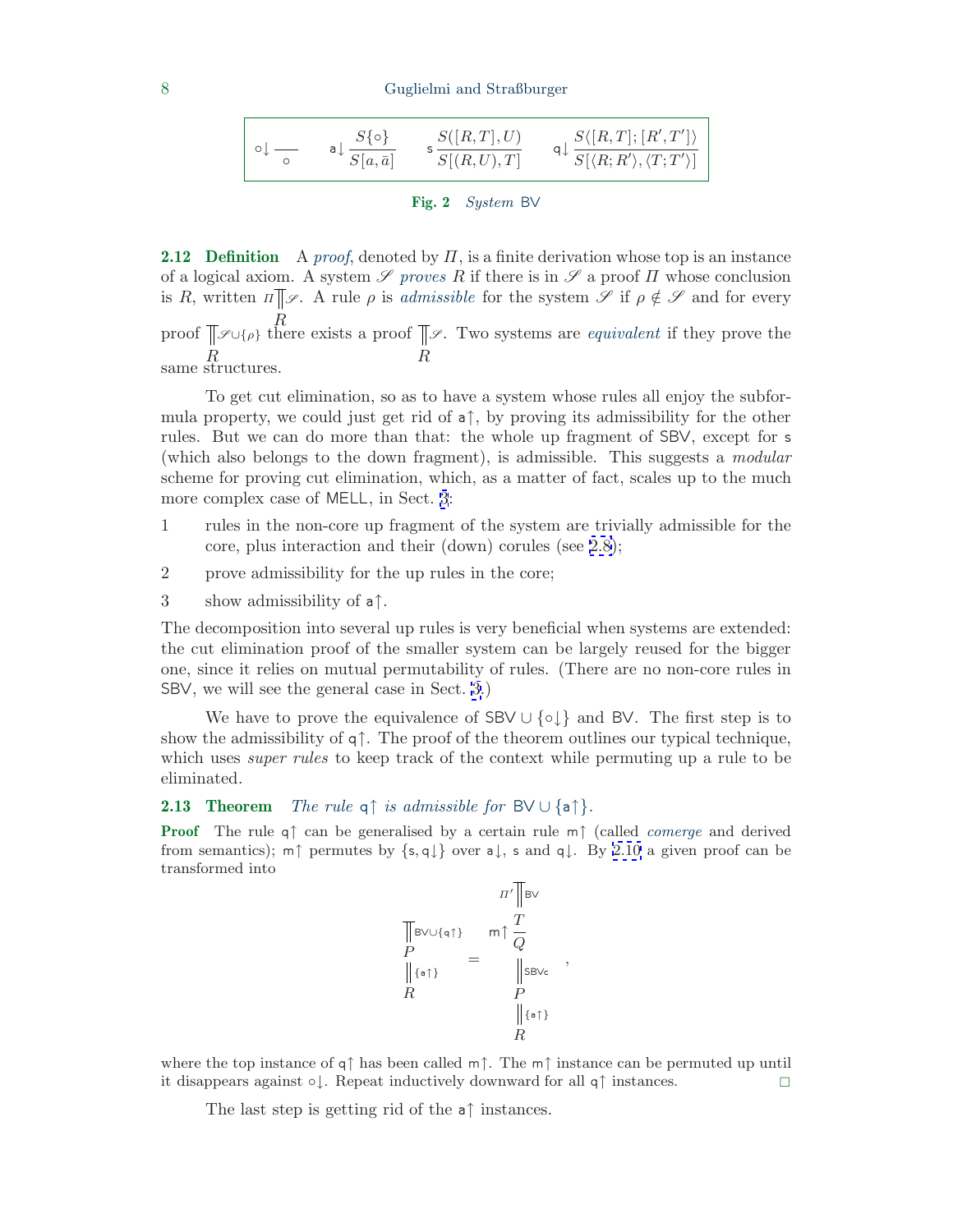$$
\circ\!\downarrow \frac{}{\circ} \qquad \mathsf{a}\!\downarrow \frac{S\{\circ\}}{S[a,\bar{a}]} \qquad \mathsf{s}\,\frac{S([R,T],U)}{S[(R,U),T]} \qquad \mathsf{q}\!\downarrow \frac{S\langle [R,T];[R',T']\rangle}{S[\langle R;R'\rangle,\langle T;T'\rangle]}
$$

**Fig. 2** *System* BV

**2.12 Definition** A *proof*, denoted by $\Pi$, is a finite derivation whose top is an instance of a logical axiom. A system $\mathscr{S}$ *proves* $R$ if there is in $\mathscr{S}$ a proof $\Pi$ whose conclusion is $R$, written $\Pi \,\overset{\|\!\!\|\,\mathscr{S}}{R}$. A rule $\rho$ is *admissible* for the system $\mathscr{S}$ if $\rho \notin \mathscr{S}$ and for every proof $\overset{\|\!\!\|\,\mathscr{S}\cup\{\rho\}}{R}$ there exists a proof $\overset{\|\!\!\|\,\mathscr{S}}{R}$. Two systems are *equivalent* if they prove the same structures.

To get cut elimination, so as to have a system whose rules all enjoy the subformula property, we could just get rid of $\mathsf{a}\!\uparrow$, by proving its admissibility for the other rules. But we can do more than that: the whole up fragment of SBV, except for $\mathsf{s}$ (which also belongs to the down fragment), is admissible. This suggests a *modular* scheme for proving cut elimination, which, as a matter of fact, scales up to the much more complex case of MELL, in Sect. 3:

1. rules in the non-core up fragment of the system are trivially admissible for the core, plus interaction and their (down) corules (see 2.8);
2. prove admissibility for the up rules in the core;
3. show admissibility of $\mathsf{a}\!\uparrow$.

The decomposition into several up rules is very beneficial when systems are extended: the cut elimination proof of the smaller system can be largely reused for the bigger one, since it relies on mutual permutability of rules. (There are no non-core rules in SBV, we will see the general case in Sect. 3.)

We have to prove the equivalence of $\mathsf{SBV} \cup \{\circ\!\downarrow\}$ and BV. The first step is to show the admissibility of $\mathsf{q}\!\uparrow$. The proof of the theorem outlines our typical technique, which uses *super rules* to keep track of the context while permuting up a rule to be eliminated.

**2.13 Theorem** *The rule* $\mathsf{q}\!\uparrow$ *is admissible for* $\mathsf{BV} \cup \{\mathsf{a}\!\uparrow\}$.

**Proof** The rule $\mathsf{q}\!\uparrow$ can be generalised by a certain rule $\mathsf{m}\!\uparrow$ (called *comerge* and derived from semantics); $\mathsf{m}\!\uparrow$ permutes by $\{\mathsf{s},\mathsf{q}\!\downarrow\}$ over $\mathsf{a}\!\downarrow$, $\mathsf{s}$ and $\mathsf{q}\!\downarrow$. By 2.10 a given proof can be transformed into

$$
\begin{array}{c}
\|\!\!\|\,\mathsf{BV}\cup\{\mathsf{q}\!\uparrow\} \\
P \\
\|\,\{\mathsf{a}\!\uparrow\} \\
R
\end{array}
\quad = \quad
\begin{array}{c}
\Pi' \,\|\!\!\|\,\mathsf{BV} \\
\mathsf{m}\!\uparrow \dfrac{T}{Q} \\
\|\,\mathsf{SBVc} \\
P \\
\|\,\{\mathsf{a}\!\uparrow\} \\
R
\end{array}
\quad ,
$$

where the top instance of $\mathsf{q}\!\uparrow$ has been called $\mathsf{m}\!\uparrow$. The $\mathsf{m}\!\uparrow$ instance can be permuted up until it disappears against $\circ\!\downarrow$. Repeat inductively downward for all $\mathsf{q}\!\uparrow$ instances. □

The last step is getting rid of the $\mathsf{a}\!\uparrow$ instances.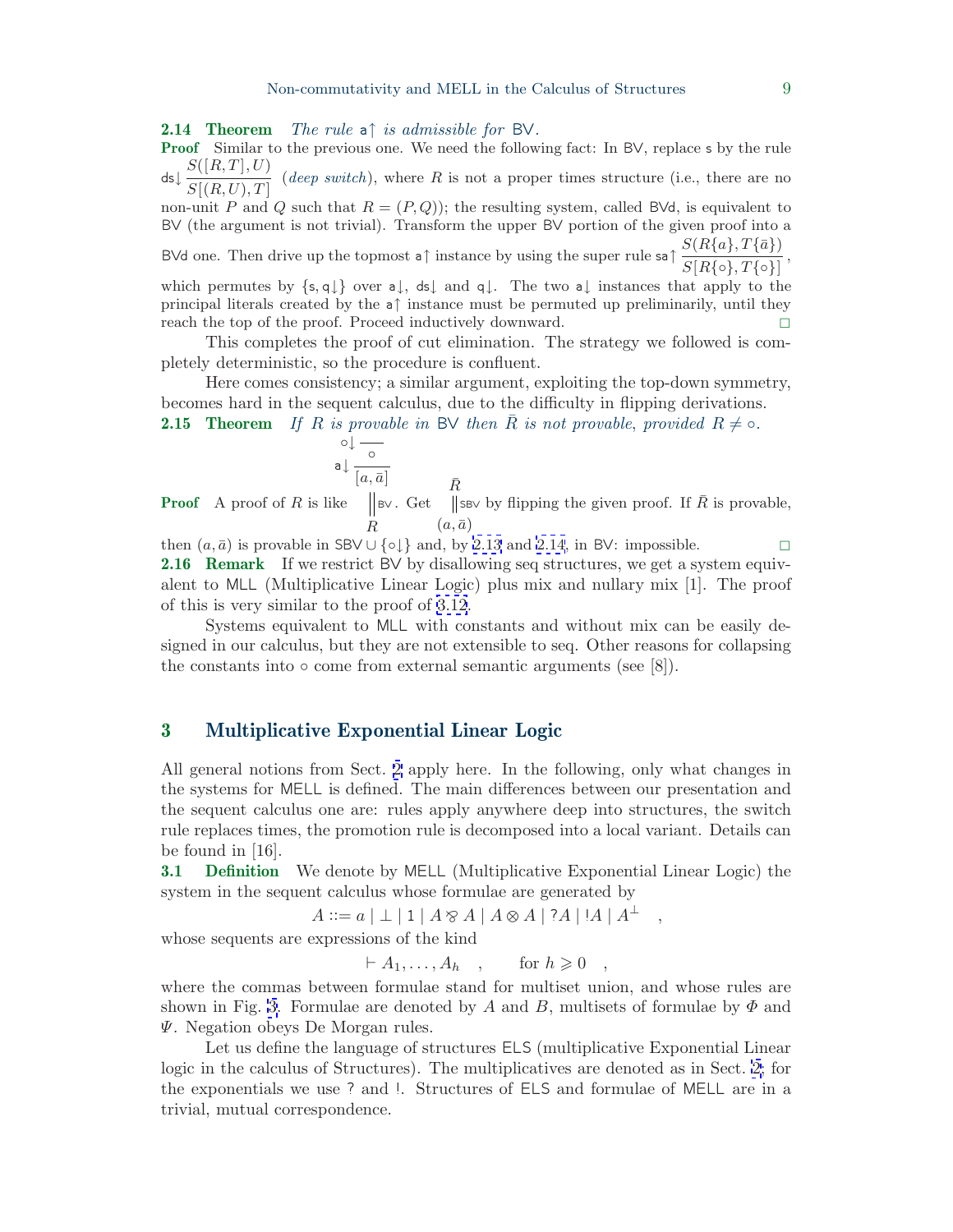**2.14 Theorem** *The rule* $\mathsf{a}\uparrow$ *is admissible for* $\mathsf{BV}$.

**Proof** Similar to the previous one. We need the following fact: In $\mathsf{BV}$, replace $\mathsf{s}$ by the rule $\mathsf{ds}\downarrow \dfrac{S([R,T],U)}{S[(R,U),T]}$ (*deep switch*), where $R$ is not a proper times structure (i.e., there are no non-unit $P$ and $Q$ such that $R=(P,Q)$); the resulting system, called $\mathsf{BVd}$, is equivalent to $\mathsf{BV}$ (the argument is not trivial). Transform the upper $\mathsf{BV}$ portion of the given proof into a $\mathsf{BVd}$ one. Then drive up the topmost $\mathsf{a}\uparrow$ instance by using the super rule $\mathsf{sa}\uparrow \dfrac{S(R\{a\},T\{\bar{a}\})}{S[R\{\circ\},T\{\circ\}]}$, which permutes by $\{\mathsf{s},\mathsf{q}\downarrow\}$ over $\mathsf{a}\downarrow$, $\mathsf{ds}\downarrow$ and $\mathsf{q}\downarrow$. The two $\mathsf{a}\downarrow$ instances that apply to the principal literals created by the $\mathsf{a}\uparrow$ instance must be permuted up preliminarily, until they reach the top of the proof. Proceed inductively downward. □

This completes the proof of cut elimination. The strategy we followed is completely deterministic, so the procedure is confluent.

Here comes consistency; a similar argument, exploiting the top-down symmetry, becomes hard in the sequent calculus, due to the difficulty in flipping derivations.

**2.15 Theorem** *If* $R$ *is provable in* $\mathsf{BV}$ *then* $\bar{R}$ *is not provable, provided* $R \neq \circ$.

**Proof** A proof of $R$ is like $\begin{array}{c}\circ\downarrow\dfrac{}{\circ}\\ \mathsf{a}\downarrow\dfrac{}{[a,\bar{a}]}\\ \Big\Vert \mathsf{BV}\\ R\end{array}$. Get $\begin{array}{c}\bar{R}\\ \Big\Vert \mathsf{SBV}\\ (a,\bar{a})\end{array}$ by flipping the given proof. If $\bar{R}$ is provable, then $(a,\bar{a})$ is provable in $\mathsf{SBV} \cup \{\circ\downarrow\}$ and, by 2.13 and 2.14, in $\mathsf{BV}$: impossible. □

**2.16 Remark** If we restrict $\mathsf{BV}$ by disallowing seq structures, we get a system equivalent to $\mathsf{MLL}$ (Multiplicative Linear Logic) plus mix and nullary mix [1]. The proof of this is very similar to the proof of 3.12.

Systems equivalent to $\mathsf{MLL}$ with constants and without mix can be easily designed in our calculus, but they are not extensible to seq. Other reasons for collapsing the constants into $\circ$ come from external semantic arguments (see [8]).

## 3 Multiplicative Exponential Linear Logic

All general notions from Sect. 2 apply here. In the following, only what changes in the systems for $\mathsf{MELL}$ is defined. The main differences between our presentation and the sequent calculus one are: rules apply anywhere deep into structures, the switch rule replaces times, the promotion rule is decomposed into a local variant. Details can be found in [16].

**3.1 Definition** We denote by $\mathsf{MELL}$ (Multiplicative Exponential Linear Logic) the system in the sequent calculus whose formulae are generated by

$$A ::= a \mid \bot \mid 1 \mid A \mathbin{⅋} A \mid A \otimes A \mid ?A \mid !A \mid A^{\perp} \quad ,$$

whose sequents are expressions of the kind

$$\vdash A_1,\dots,A_h \quad , \qquad \text{for } h \geqslant 0 \quad ,$$

where the commas between formulae stand for multiset union, and whose rules are shown in Fig. 3. Formulae are denoted by $A$ and $B$, multisets of formulae by $\Phi$ and $\Psi$. Negation obeys De Morgan rules.

Let us define the language of structures $\mathsf{ELS}$ (multiplicative Exponential Linear logic in the calculus of Structures). The multiplicatives are denoted as in Sect. 2; for the exponentials we use $?$ and $!$. Structures of $\mathsf{ELS}$ and formulae of $\mathsf{MELL}$ are in a trivial, mutual correspondence.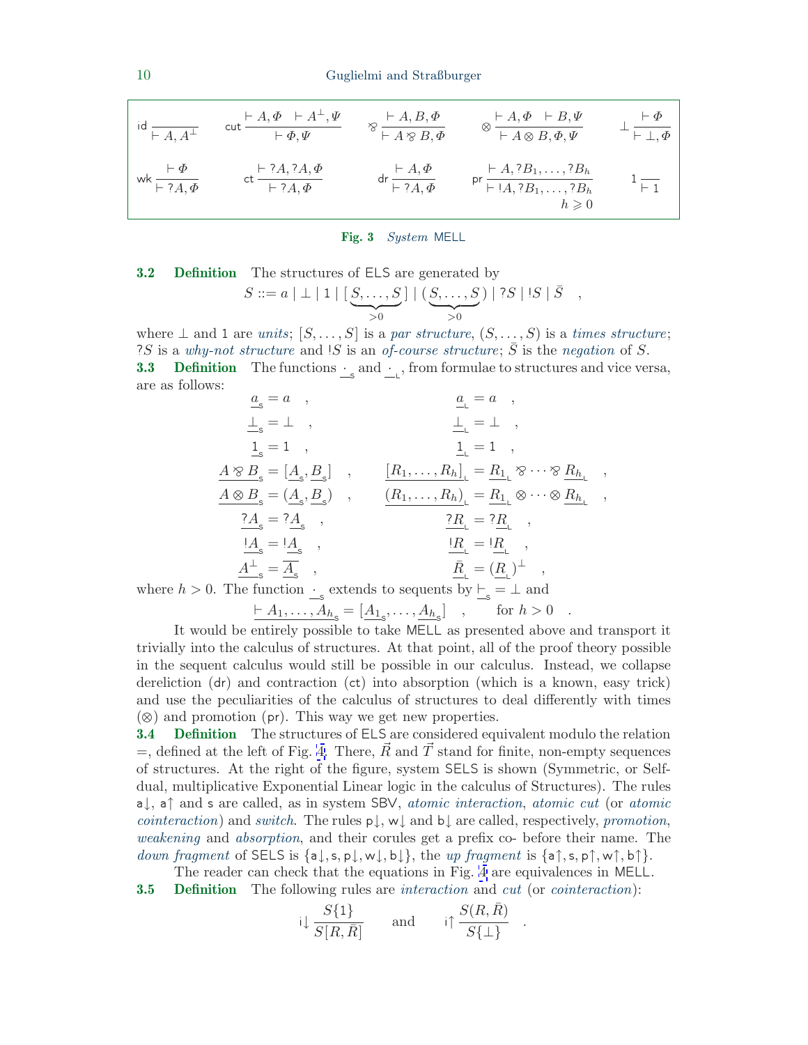$$
\mathsf{id}\,\frac{}{\vdash A, A^\perp} \qquad \mathsf{cut}\,\frac{\vdash A, \Phi \quad \vdash A^\perp, \Psi}{\vdash \Phi, \Psi} \qquad \bindnasrepma\,\frac{\vdash A, B, \Phi}{\vdash A \bindnasrepma B, \Phi} \qquad \otimes\,\frac{\vdash A, \Phi \quad \vdash B, \Psi}{\vdash A \otimes B, \Phi, \Psi} \qquad \bot\,\frac{\vdash \Phi}{\vdash \bot, \Phi}
$$

$$
\mathsf{wk}\,\frac{\vdash \Phi}{\vdash ?A, \Phi} \qquad \mathsf{ct}\,\frac{\vdash ?A, ?A, \Phi}{\vdash ?A, \Phi} \qquad \mathsf{dr}\,\frac{\vdash A, \Phi}{\vdash ?A, \Phi} \qquad \mathsf{pr}\,\frac{\vdash A, ?B_1, \dots, ?B_h}{\vdash !A, ?B_1, \dots, ?B_h}\ h \geqslant 0 \qquad \mathsf{1}\,\frac{}{\vdash 1}
$$

**Fig. 3** *System* MELL

**3.2 Definition** The structures of ELS are generated by

$$
S ::= a \mid \bot \mid 1 \mid [\underbrace{S, \dots, S}_{>0}] \mid (\underbrace{S, \dots, S}_{>0}) \mid ?S \mid !S \mid \bar{S} \quad ,
$$

where $\bot$ and $1$ are *units*; $[S, \dots, S]$ is a *par structure*, $(S, \dots, S)$ is a *times structure*; $?S$ is a *why-not structure* and $!S$ is an *of-course structure*; $\bar{S}$ is the *negation* of $S$.

**3.3 Definition** The functions $\underline{\cdot}_{\mathsf{S}}$ and $\underline{\cdot}_{\mathsf{L}}$, from formulae to structures and vice versa, are as follows:

$$
\begin{aligned}
\underline{a}_{\mathsf{S}} &= a \quad , & \underline{a}_{\mathsf{L}} &= a \quad , \\
\underline{\bot}_{\mathsf{S}} &= \bot \quad , & \underline{\bot}_{\mathsf{L}} &= \bot \quad , \\
\underline{1}_{\mathsf{S}} &= 1 \quad , & \underline{1}_{\mathsf{L}} &= 1 \quad , \\
\underline{A \bindnasrepma B}_{\mathsf{S}} &= [\underline{A}_{\mathsf{S}}, \underline{B}_{\mathsf{S}}] \quad , & \underline{[R_1, \dots, R_h]}_{\mathsf{L}} &= \underline{R_1}_{\mathsf{L}} \bindnasrepma \cdots \bindnasrepma \underline{R_h}_{\mathsf{L}} \quad , \\
\underline{A \otimes B}_{\mathsf{S}} &= (\underline{A}_{\mathsf{S}}, \underline{B}_{\mathsf{S}}) \quad , & \underline{(R_1, \dots, R_h)}_{\mathsf{L}} &= \underline{R_1}_{\mathsf{L}} \otimes \cdots \otimes \underline{R_h}_{\mathsf{L}} \quad , \\
\underline{?A}_{\mathsf{S}} &= ?\underline{A}_{\mathsf{S}} \quad , & \underline{?R}_{\mathsf{L}} &= ?\underline{R}_{\mathsf{L}} \quad , \\
\underline{!A}_{\mathsf{S}} &= !\underline{A}_{\mathsf{S}} \quad , & \underline{!R}_{\mathsf{L}} &= !\underline{R}_{\mathsf{L}} \quad , \\
\underline{A^\perp}_{\mathsf{S}} &= \overline{\underline{A}_{\mathsf{S}}} \quad , & \underline{\bar{R}}_{\mathsf{L}} &= (\underline{R}_{\mathsf{L}})^\perp \quad ,
\end{aligned}
$$

where $h > 0$. The function $\underline{\cdot}_{\mathsf{S}}$ extends to sequents by $\underline{\vdash}_{\mathsf{S}} = \bot$ and

$$
\underline{\vdash A_1, \dots, A_h}_{\mathsf{S}} = [\underline{A_1}_{\mathsf{S}}, \dots, \underline{A_h}_{\mathsf{S}}] \quad , \qquad \text{for } h > 0 \quad .
$$

It would be entirely possible to take MELL as presented above and transport it trivially into the calculus of structures. At that point, all of the proof theory possible in the sequent calculus would still be possible in our calculus. Instead, we collapse dereliction (dr) and contraction (ct) into absorption (which is a known, easy trick) and use the peculiarities of the calculus of structures to deal differently with times ($\otimes$) and promotion (pr). This way we get new properties.

**3.4 Definition** The structures of ELS are considered equivalent modulo the relation $=$, defined at the left of Fig. 4. There, $\vec{R}$ and $\vec{T}$ stand for finite, non-empty sequences of structures. At the right of the figure, system SELS is shown (Symmetric, or Self-dual, multiplicative Exponential Linear logic in the calculus of Structures). The rules $\mathsf{a}{\downarrow}$, $\mathsf{a}{\uparrow}$ and $\mathsf{s}$ are called, as in system SBV, *atomic interaction*, *atomic cut* (or *atomic cointeraction*) and *switch*. The rules $\mathsf{p}{\downarrow}$, $\mathsf{w}{\downarrow}$ and $\mathsf{b}{\downarrow}$ are called, respectively, *promotion*, *weakening* and *absorption*, and their corules get a prefix co- before their name. The *down fragment* of SELS is $\{\mathsf{a}{\downarrow}, \mathsf{s}, \mathsf{p}{\downarrow}, \mathsf{w}{\downarrow}, \mathsf{b}{\downarrow}\}$, the *up fragment* is $\{\mathsf{a}{\uparrow}, \mathsf{s}, \mathsf{p}{\uparrow}, \mathsf{w}{\uparrow}, \mathsf{b}{\uparrow}\}$.

The reader can check that the equations in Fig. 4 are equivalences in MELL.

**3.5 Definition** The following rules are *interaction* and *cut* (or *cointeraction*):

$$
\mathsf{i}{\downarrow}\,\frac{S\{1\}}{S[R, \bar{R}]} \qquad \text{and} \qquad \mathsf{i}{\uparrow}\,\frac{S(R, \bar{R})}{S\{\bot\}} \quad .
$$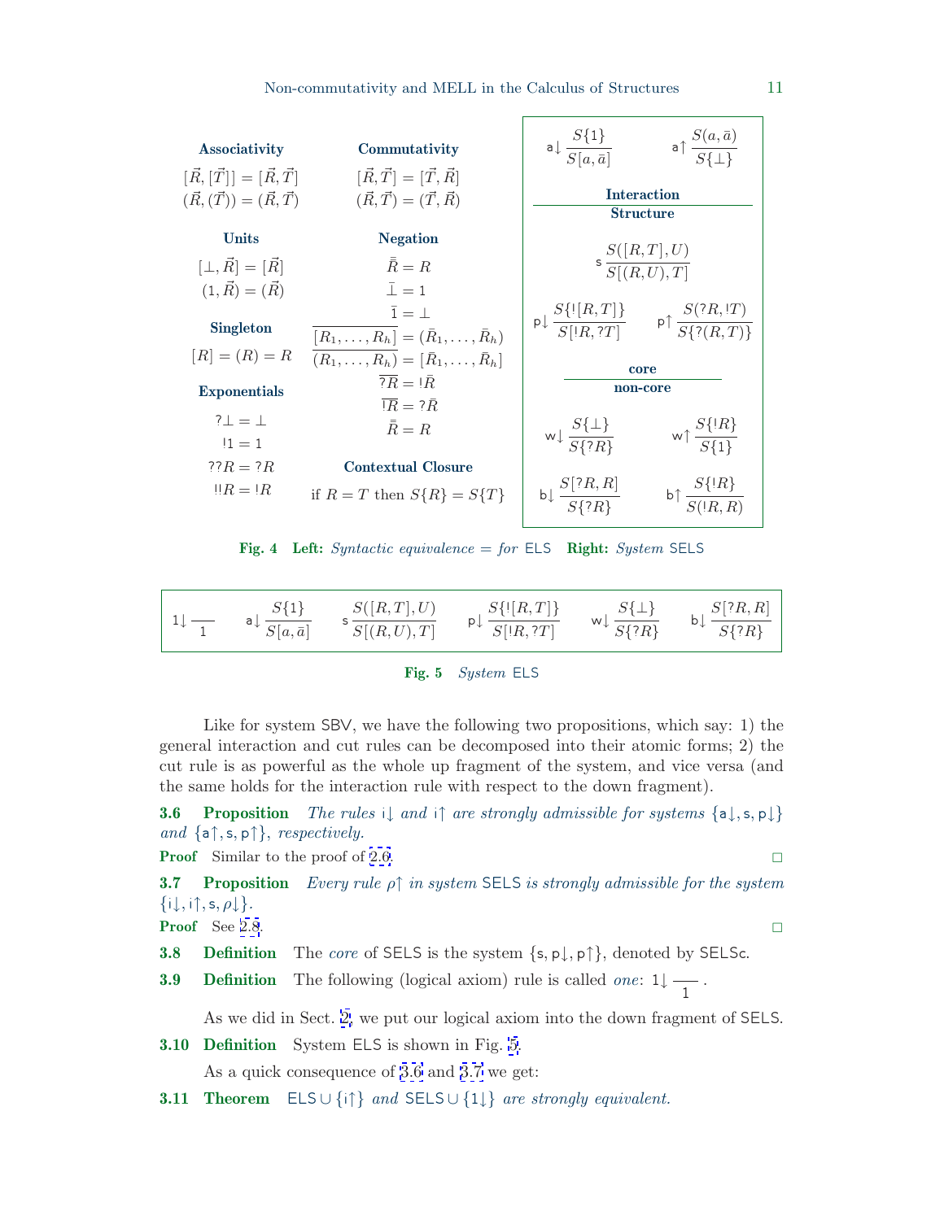**Associativity**

$$[\vec{R},[\vec{T}]] = [\vec{R},\vec{T}]$$
$$(\vec{R},(\vec{T})) = (\vec{R},\vec{T})$$

**Commutativity**

$$[\vec{R},\vec{T}] = [\vec{T},\vec{R}]$$
$$(\vec{R},\vec{T}) = (\vec{T},\vec{R})$$

**Units**

$$[\bot,\vec{R}] = [\vec{R}]$$
$$(1,\vec{R}) = (\vec{R})$$

**Negation**

$$\bar{\bar{R}} = R$$
$$\bar{\bot} = 1$$
$$\bar{1} = \bot$$
$$\overline{[R_1,\dots,R_h]} = (\bar{R}_1,\dots,\bar{R}_h)$$
$$\overline{(R_1,\dots,R_h)} = [\bar{R}_1,\dots,\bar{R}_h]$$
$$\overline{?R} = !\bar{R}$$
$$\overline{!R} = ?\bar{R}$$
$$\bar{\bar{R}} = R$$

**Singleton**

$$[R] = (R) = R$$

**Exponentials**

$$?\bot = \bot$$
$$!1 = 1$$
$$??R = ?R$$
$$!!R = !R$$

**Contextual Closure**

if $R = T$ then $S\{R\} = S\{T\}$

**Interaction**

$$\mathsf{a}\!\downarrow \frac{S\{1\}}{S[a,\bar{a}]} \qquad \mathsf{a}\!\uparrow \frac{S(a,\bar{a})}{S\{\bot\}}$$

**Structure**

$$\mathsf{s}\, \frac{S([R,T],U)}{S[(R,U),T]}$$

$$\mathsf{p}\!\downarrow \frac{S\{![R,T]\}}{S[!R,?T]} \qquad \mathsf{p}\!\uparrow \frac{S(?R,!T)}{S\{?(R,T)\}}$$

**core**

**non-core**

$$\mathsf{w}\!\downarrow \frac{S\{\bot\}}{S\{?R\}} \qquad \mathsf{w}\!\uparrow \frac{S\{!R\}}{S\{1\}}$$

$$\mathsf{b}\!\downarrow \frac{S[?R,R]}{S\{?R\}} \qquad \mathsf{b}\!\uparrow \frac{S\{!R\}}{S(!R,R)}$$

**Fig. 4** **Left:** *Syntactic equivalence* $=$ *for* ELS **Right:** *System* SELS

$$1\!\downarrow \frac{}{1} \qquad \mathsf{a}\!\downarrow \frac{S\{1\}}{S[a,\bar{a}]} \qquad \mathsf{s}\, \frac{S([R,T],U)}{S[(R,U),T]} \qquad \mathsf{p}\!\downarrow \frac{S\{![R,T]\}}{S[!R,?T]} \qquad \mathsf{w}\!\downarrow \frac{S\{\bot\}}{S\{?R\}} \qquad \mathsf{b}\!\downarrow \frac{S[?R,R]}{S\{?R\}}$$

**Fig. 5** *System* ELS

Like for system SBV, we have the following two propositions, which say: 1) the general interaction and cut rules can be decomposed into their atomic forms; 2) the cut rule is as powerful as the whole up fragment of the system, and vice versa (and the same holds for the interaction rule with respect to the down fragment).

**3.6 Proposition** *The rules* $\mathsf{i}\!\downarrow$ *and* $\mathsf{i}\!\uparrow$ *are strongly admissible for systems* $\{\mathsf{a}\!\downarrow, \mathsf{s}, \mathsf{p}\!\downarrow\}$ *and* $\{\mathsf{a}\!\uparrow, \mathsf{s}, \mathsf{p}\!\uparrow\}$*, respectively.*

**Proof** Similar to the proof of 2.6. □

**3.7 Proposition** *Every rule* $\rho\!\uparrow$ *in system* SELS *is strongly admissible for the system* $\{\mathsf{i}\!\downarrow, \mathsf{i}\!\uparrow, \mathsf{s}, \rho\!\downarrow\}$.

**Proof** See 2.8. □

**3.8 Definition** The *core* of SELS is the system $\{\mathsf{s}, \mathsf{p}\!\downarrow, \mathsf{p}\!\uparrow\}$, denoted by SELSc.

**3.9 Definition** The following (logical axiom) rule is called *one*: $1\!\downarrow \frac{}{1}$ .

As we did in Sect. 2, we put our logical axiom into the down fragment of SELS.

**3.10 Definition** System ELS is shown in Fig. 5.

As a quick consequence of 3.6 and 3.7 we get:

**3.11 Theorem** $\mathsf{ELS} \cup \{\mathsf{i}\!\uparrow\}$ *and* $\mathsf{SELS} \cup \{1\!\downarrow\}$ *are strongly equivalent.*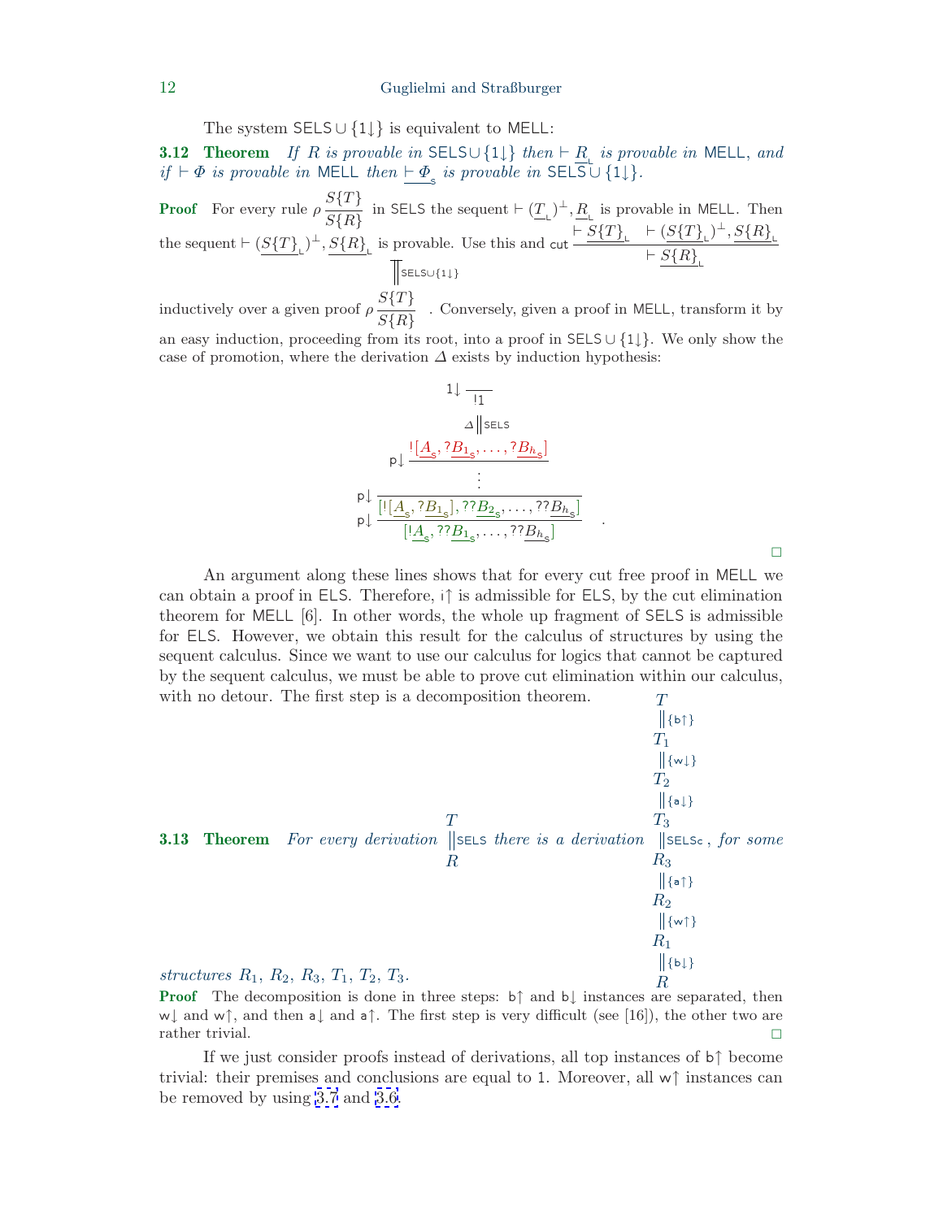The system $\mathsf{SELS} \cup \{1\!\downarrow\}$ is equivalent to $\mathsf{MELL}$:

**3.12 Theorem** *If $R$ is provable in $\mathsf{SELS} \cup \{1\!\downarrow\}$ then $\vdash \underline{R}_{\mathsf{L}}$ is provable in $\mathsf{MELL}$, and if $\vdash \Phi$ is provable in $\mathsf{MELL}$ then $\vdash \underline{\Phi}_{\mathsf{S}}$ is provable in $\mathsf{SELS} \cup \{1\!\downarrow\}$.*

**Proof** For every rule $\rho \dfrac{S\{T\}}{S\{R\}}$ in $\mathsf{SELS}$ the sequent $\vdash (\underline{T}_{\mathsf{L}})^{\perp}, \underline{R}_{\mathsf{L}}$ is provable in $\mathsf{MELL}$. Then the sequent $\vdash (\underline{S\{T\}}_{\mathsf{L}})^{\perp}, \underline{S\{R\}}_{\mathsf{L}}$ is provable. Use this and $\mathsf{cut} \dfrac{\vdash \underline{S\{T\}}_{\mathsf{L}} \quad \vdash (\underline{S\{T\}}_{\mathsf{L}})^{\perp}, \underline{S\{R\}}_{\mathsf{L}}}{\vdash \underline{S\{R\}}_{\mathsf{L}}}$ inductively over a given proof $\begin{array}{c} \| \mathsf{SELS} \cup \{1\!\downarrow\} \\ \rho \dfrac{S\{T\}}{S\{R\}} \end{array}$. Conversely, given a proof in $\mathsf{MELL}$, transform it by an easy induction, proceeding from its root, into a proof in $\mathsf{SELS} \cup \{1\!\downarrow\}$. We only show the case of promotion, where the derivation $\Delta$ exists by induction hypothesis:

$$
\begin{array}{c}
1\!\downarrow \dfrac{}{!1} \\
\Delta \| \mathsf{SELS} \\
\mathsf{p}\!\downarrow \dfrac{![\underline{A}_{\mathsf{S}}, ?\underline{B_1}_{\mathsf{S}}, \dots, ?\underline{B_h}_{\mathsf{S}}]}{\vdots} \\
\mathsf{p}\!\downarrow \dfrac{}{[![\underline{A}_{\mathsf{S}}, ?\underline{B_1}_{\mathsf{S}}], ??\underline{B_2}_{\mathsf{S}}, \dots, ??\underline{B_h}_{\mathsf{S}}]} \\
\mathsf{p}\!\downarrow \dfrac{}{[!\underline{A}_{\mathsf{S}}, ??\underline{B_1}_{\mathsf{S}}, \dots, ??\underline{B_h}_{\mathsf{S}}]}
\end{array} \quad .
$$

□

An argument along these lines shows that for every cut free proof in $\mathsf{MELL}$ we can obtain a proof in $\mathsf{ELS}$. Therefore, $\mathsf{i}\!\uparrow$ is admissible for $\mathsf{ELS}$, by the cut elimination theorem for $\mathsf{MELL}$ [6]. In other words, the whole up fragment of $\mathsf{SELS}$ is admissible for $\mathsf{ELS}$. However, we obtain this result for the calculus of structures by using the sequent calculus. Since we want to use our calculus for logics that cannot be captured by the sequent calculus, we must be able to prove cut elimination within our calculus, with no detour. The first step is a decomposition theorem.

**3.13 Theorem** *For every derivation $\begin{array}{c} T \\ \| \mathsf{SELS} \\ R \end{array}$ there is a derivation*

$$
\begin{array}{c}
T \\
\| \{\mathsf{b}\!\uparrow\} \\
T_1 \\
\| \{\mathsf{w}\!\downarrow\} \\
T_2 \\
\| \{\mathsf{a}\!\downarrow\} \\
T_3 \\
\| \mathsf{SELSc} \\
R_3 \\
\| \{\mathsf{a}\!\uparrow\} \\
R_2 \\
\| \{\mathsf{w}\!\uparrow\} \\
R_1 \\
\| \{\mathsf{b}\!\downarrow\} \\
R
\end{array}
$$

*for some structures $R_1$, $R_2$, $R_3$, $T_1$, $T_2$, $T_3$.*

**Proof** The decomposition is done in three steps: $\mathsf{b}\!\uparrow$ and $\mathsf{b}\!\downarrow$ instances are separated, then $\mathsf{w}\!\downarrow$ and $\mathsf{w}\!\uparrow$, and then $\mathsf{a}\!\downarrow$ and $\mathsf{a}\!\uparrow$. The first step is very difficult (see [16]), the other two are rather trivial. □

If we just consider proofs instead of derivations, all top instances of $\mathsf{b}\!\uparrow$ become trivial: their premises and conclusions are equal to $1$. Moreover, all $\mathsf{w}\!\uparrow$ instances can be removed by using 3.7 and 3.6.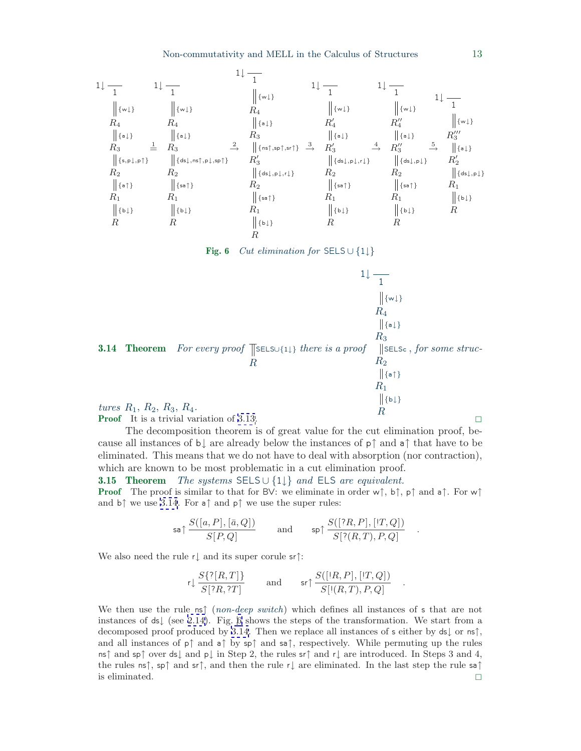$$
\begin{array}{c}
1\!\downarrow \dfrac{}{1} \\
\big\Vert\{\mathsf{w}\!\downarrow\} \\
R_4 \\
\big\Vert\{\mathsf{a}\!\downarrow\} \\
R_3 \\
\big\Vert\{\mathsf{s},\mathsf{p}\!\downarrow,\mathsf{p}\!\uparrow\} \\
R_2 \\
\big\Vert\{\mathsf{a}\!\uparrow\} \\
R_1 \\
\big\Vert\{\mathsf{b}\!\downarrow\} \\
R
\end{array}
\;\overset{1}{=}\;
\begin{array}{c}
1\!\downarrow \dfrac{}{1} \\
\big\Vert\{\mathsf{w}\!\downarrow\} \\
R_4 \\
\big\Vert\{\mathsf{a}\!\downarrow\} \\
R_3 \\
\big\Vert\{\mathsf{ds}\!\downarrow,\mathsf{ns}\!\uparrow,\mathsf{p}\!\downarrow,\mathsf{sp}\!\uparrow\} \\
R_2 \\
\big\Vert\{\mathsf{sa}\!\uparrow\} \\
R_1 \\
\big\Vert\{\mathsf{b}\!\downarrow\} \\
R
\end{array}
\;\overset{2}{\to}\;
\begin{array}{c}
1\!\downarrow \dfrac{}{1} \\
\big\Vert\{\mathsf{w}\!\downarrow\} \\
R_4 \\
\big\Vert\{\mathsf{a}\!\downarrow\} \\
R_3 \\
\big\Vert\{\mathsf{ns}\!\uparrow,\mathsf{sp}\!\uparrow,\mathsf{sr}\!\uparrow\} \\
R'_3 \\
\big\Vert\{\mathsf{ds}\!\downarrow,\mathsf{p}\!\downarrow,\mathsf{r}\!\downarrow\} \\
R_2 \\
\big\Vert\{\mathsf{sa}\!\uparrow\} \\
R_1 \\
\big\Vert\{\mathsf{b}\!\downarrow\} \\
R
\end{array}
\;\overset{3}{\to}\;
\begin{array}{c}
1\!\downarrow \dfrac{}{1} \\
\big\Vert\{\mathsf{w}\!\downarrow\} \\
R'_4 \\
\big\Vert\{\mathsf{a}\!\downarrow\} \\
R'_3 \\
\big\Vert\{\mathsf{ds}\!\downarrow,\mathsf{p}\!\downarrow,\mathsf{r}\!\downarrow\} \\
R_2 \\
\big\Vert\{\mathsf{sa}\!\uparrow\} \\
R_1 \\
\big\Vert\{\mathsf{b}\!\downarrow\} \\
R
\end{array}
\;\overset{4}{\to}\;
\begin{array}{c}
1\!\downarrow \dfrac{}{1} \\
\big\Vert\{\mathsf{w}\!\downarrow\} \\
R''_4 \\
\big\Vert\{\mathsf{a}\!\downarrow\} \\
R''_3 \\
\big\Vert\{\mathsf{ds}\!\downarrow,\mathsf{p}\!\downarrow\} \\
R_2 \\
\big\Vert\{\mathsf{sa}\!\uparrow\} \\
R_1 \\
\big\Vert\{\mathsf{b}\!\downarrow\} \\
R
\end{array}
\;\overset{5}{\to}\;
\begin{array}{c}
1\!\downarrow \dfrac{}{1} \\
\big\Vert\{\mathsf{w}\!\downarrow\} \\
R'''_3 \\
\big\Vert\{\mathsf{a}\!\downarrow\} \\
R'_2 \\
\big\Vert\{\mathsf{ds}\!\downarrow,\mathsf{p}\!\downarrow\} \\
R_1 \\
\big\Vert\{\mathsf{b}\!\downarrow\} \\
R
\end{array}
$$

**Fig. 6** *Cut elimination for* $\mathsf{SELS} \cup \{1\!\downarrow\}$

**3.14 Theorem** *For every proof* $\begin{array}{c}\big\Vert\mathsf{SELS}\cup\{1\downarrow\} \\ R\end{array}$ *there is a proof* $\begin{array}{c} 1\!\downarrow \dfrac{}{1} \\ \big\Vert\{\mathsf{w}\!\downarrow\} \\ R_4 \\ \big\Vert\{\mathsf{a}\!\downarrow\} \\ R_3 \\ \big\Vert\mathsf{SELSc} \\ R_2 \\ \big\Vert\{\mathsf{a}\!\uparrow\} \\ R_1 \\ \big\Vert\{\mathsf{b}\!\downarrow\} \\ R \end{array}$ *, for some structures* $R_1$*,* $R_2$*,* $R_3$*,* $R_4$*.*

**Proof** It is a trivial variation of 3.13. □

The decomposition theorem is of great value for the cut elimination proof, because all instances of $\mathsf{b}\!\downarrow$ are already below the instances of $\mathsf{p}\!\uparrow$ and $\mathsf{a}\!\uparrow$ that have to be eliminated. This means that we do not have to deal with absorption (nor contraction), which are known to be most problematic in a cut elimination proof.

**3.15 Theorem** *The systems* $\mathsf{SELS} \cup \{1\!\downarrow\}$ *and* $\mathsf{ELS}$ *are equivalent.*

**Proof** The proof is similar to that for BV: we eliminate in order $\mathsf{w}\!\uparrow$, $\mathsf{b}\!\uparrow$, $\mathsf{p}\!\uparrow$ and $\mathsf{a}\!\uparrow$. For $\mathsf{w}\!\uparrow$ and $\mathsf{b}\!\uparrow$ we use 3.14. For $\mathsf{a}\!\uparrow$ and $\mathsf{p}\!\uparrow$ we use the super rules:

$$
\mathsf{sa}\!\uparrow \frac{S([a,P],[\bar{a},Q])}{S[P,Q]} \qquad \text{and} \qquad \mathsf{sp}\!\uparrow \frac{S([?R,P],[!T,Q])}{S[?(R,T),P,Q]} \quad .
$$

We also need the rule $\mathsf{r}\!\downarrow$ and its super corule $\mathsf{sr}\!\uparrow$:

$$
\mathsf{r}\!\downarrow \frac{S\{?[R,T]\}}{S[?R,?T]} \qquad \text{and} \qquad \mathsf{sr}\!\uparrow \frac{S([!R,P],[!T,Q])}{S[!(R,T),P,Q]} \quad .
$$

We then use the rule $\mathsf{ns}\!\uparrow$ (*non-deep switch*) which defines all instances of $\mathsf{s}$ that are not instances of $\mathsf{ds}\!\downarrow$ (see 2.14). Fig. 6 shows the steps of the transformation. We start from a decomposed proof produced by 3.14. Then we replace all instances of $\mathsf{s}$ either by $\mathsf{ds}\!\downarrow$ or $\mathsf{ns}\!\uparrow$, and all instances of $\mathsf{p}\!\uparrow$ and $\mathsf{a}\!\uparrow$ by $\mathsf{sp}\!\uparrow$ and $\mathsf{sa}\!\uparrow$, respectively. While permuting up the rules $\mathsf{ns}\!\uparrow$ and $\mathsf{sp}\!\uparrow$ over $\mathsf{ds}\!\downarrow$ and $\mathsf{p}\!\downarrow$ in Step 2, the rules $\mathsf{sr}\!\uparrow$ and $\mathsf{r}\!\downarrow$ are introduced. In Steps 3 and 4, the rules $\mathsf{ns}\!\uparrow$, $\mathsf{sp}\!\uparrow$ and $\mathsf{sr}\!\uparrow$, and then the rule $\mathsf{r}\!\downarrow$ are eliminated. In the last step the rule $\mathsf{sa}\!\uparrow$ is eliminated. □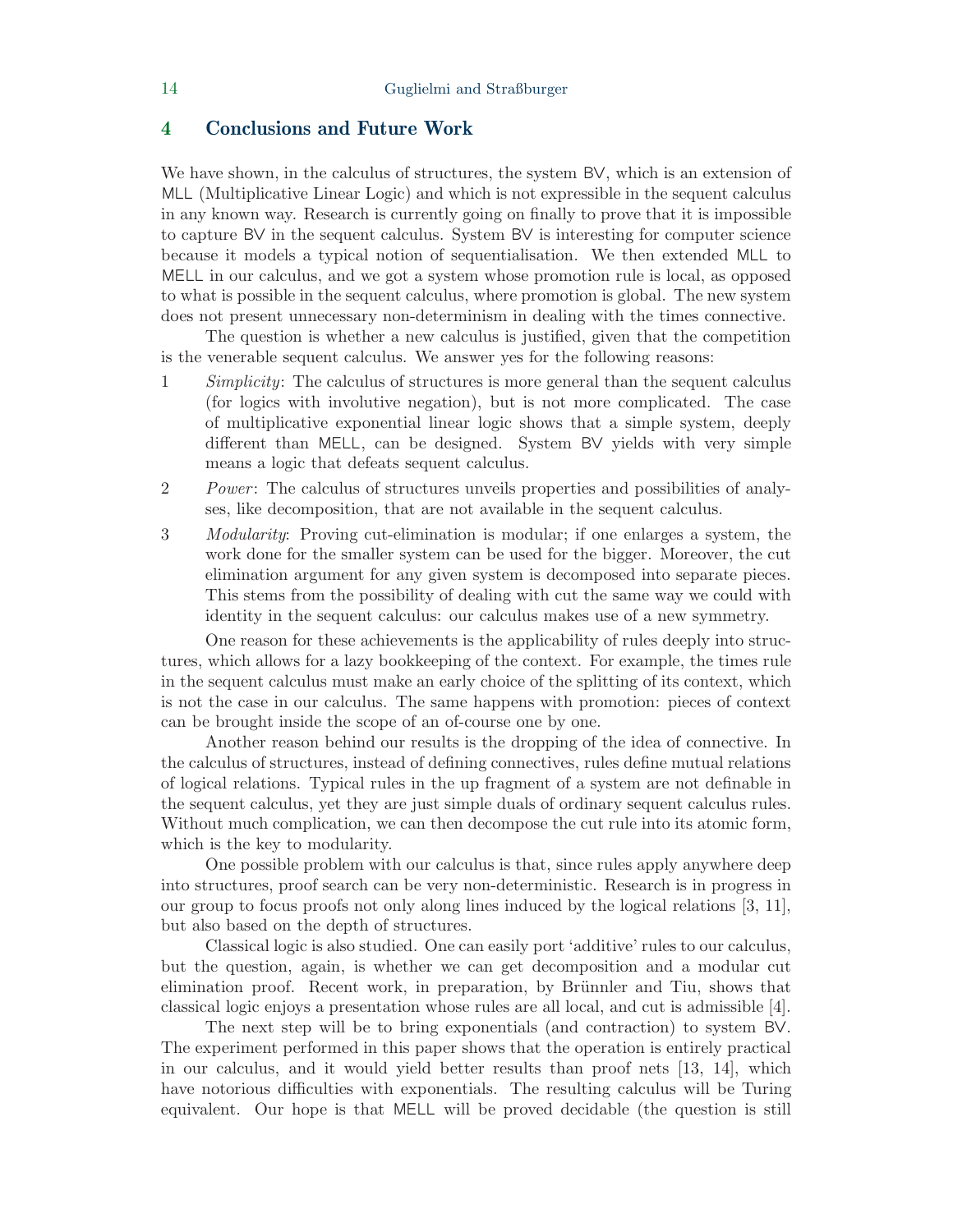## 4 Conclusions and Future Work

We have shown, in the calculus of structures, the system BV, which is an extension of MLL (Multiplicative Linear Logic) and which is not expressible in the sequent calculus in any known way. Research is currently going on finally to prove that it is impossible to capture BV in the sequent calculus. System BV is interesting for computer science because it models a typical notion of sequentialisation. We then extended MLL to MELL in our calculus, and we got a system whose promotion rule is local, as opposed to what is possible in the sequent calculus, where promotion is global. The new system does not present unnecessary non-determinism in dealing with the times connective.

The question is whether a new calculus is justified, given that the competition is the venerable sequent calculus. We answer yes for the following reasons:

1. *Simplicity*: The calculus of structures is more general than the sequent calculus (for logics with involutive negation), but is not more complicated. The case of multiplicative exponential linear logic shows that a simple system, deeply different than MELL, can be designed. System BV yields with very simple means a logic that defeats sequent calculus.
2. *Power*: The calculus of structures unveils properties and possibilities of analyses, like decomposition, that are not available in the sequent calculus.
3. *Modularity*: Proving cut-elimination is modular; if one enlarges a system, the work done for the smaller system can be used for the bigger. Moreover, the cut elimination argument for any given system is decomposed into separate pieces. This stems from the possibility of dealing with cut the same way we could with identity in the sequent calculus: our calculus makes use of a new symmetry.

One reason for these achievements is the applicability of rules deeply into structures, which allows for a lazy bookkeeping of the context. For example, the times rule in the sequent calculus must make an early choice of the splitting of its context, which is not the case in our calculus. The same happens with promotion: pieces of context can be brought inside the scope of an of-course one by one.

Another reason behind our results is the dropping of the idea of connective. In the calculus of structures, instead of defining connectives, rules define mutual relations of logical relations. Typical rules in the up fragment of a system are not definable in the sequent calculus, yet they are just simple duals of ordinary sequent calculus rules. Without much complication, we can then decompose the cut rule into its atomic form, which is the key to modularity.

One possible problem with our calculus is that, since rules apply anywhere deep into structures, proof search can be very non-deterministic. Research is in progress in our group to focus proofs not only along lines induced by the logical relations [3, 11], but also based on the depth of structures.

Classical logic is also studied. One can easily port 'additive' rules to our calculus, but the question, again, is whether we can get decomposition and a modular cut elimination proof. Recent work, in preparation, by Brünnler and Tiu, shows that classical logic enjoys a presentation whose rules are all local, and cut is admissible [4].

The next step will be to bring exponentials (and contraction) to system BV. The experiment performed in this paper shows that the operation is entirely practical in our calculus, and it would yield better results than proof nets [13, 14], which have notorious difficulties with exponentials. The resulting calculus will be Turing equivalent. Our hope is that MELL will be proved decidable (the question is still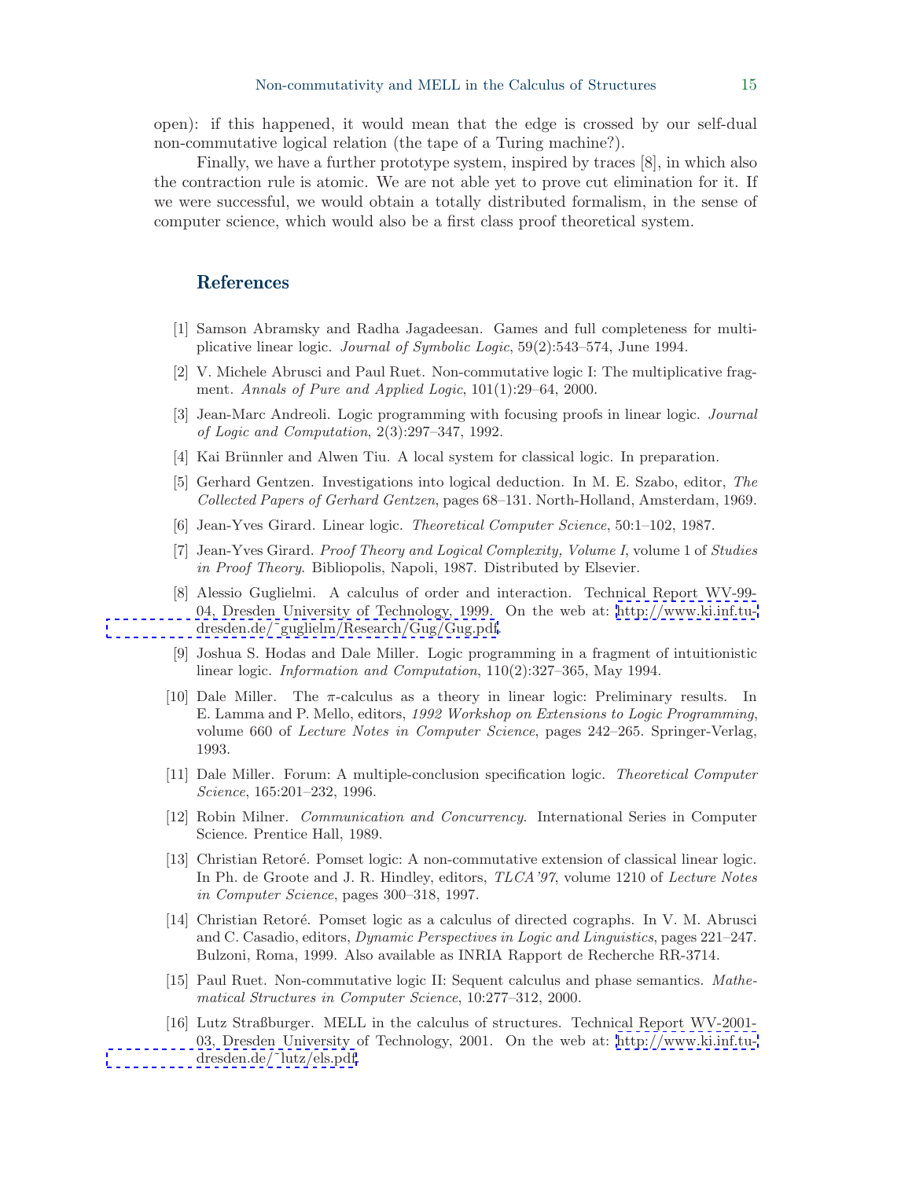open): if this happened, it would mean that the edge is crossed by our self-dual non-commutative logical relation (the tape of a Turing machine?).

Finally, we have a further prototype system, inspired by traces [8], in which also the contraction rule is atomic. We are not able yet to prove cut elimination for it. If we were successful, we would obtain a totally distributed formalism, in the sense of computer science, which would also be a first class proof theoretical system.

## References

[1] Samson Abramsky and Radha Jagadeesan. Games and full completeness for multiplicative linear logic. *Journal of Symbolic Logic*, 59(2):543–574, June 1994.

[2] V. Michele Abrusci and Paul Ruet. Non-commutative logic I: The multiplicative fragment. *Annals of Pure and Applied Logic*, 101(1):29–64, 2000.

[3] Jean-Marc Andreoli. Logic programming with focusing proofs in linear logic. *Journal of Logic and Computation*, 2(3):297–347, 1992.

[4] Kai Brünnler and Alwen Tiu. A local system for classical logic. In preparation.

[5] Gerhard Gentzen. Investigations into logical deduction. In M. E. Szabo, editor, *The Collected Papers of Gerhard Gentzen*, pages 68–131. North-Holland, Amsterdam, 1969.

[6] Jean-Yves Girard. Linear logic. *Theoretical Computer Science*, 50:1–102, 1987.

[7] Jean-Yves Girard. *Proof Theory and Logical Complexity, Volume I*, volume 1 of *Studies in Proof Theory*. Bibliopolis, Napoli, 1987. Distributed by Elsevier.

[8] Alessio Guglielmi. A calculus of order and interaction. Technical Report WV-99-04, Dresden University of Technology, 1999. On the web at: http://www.ki.inf.tu-dresden.de/~guglielm/Research/Gug/Gug.pdf.

[9] Joshua S. Hodas and Dale Miller. Logic programming in a fragment of intuitionistic linear logic. *Information and Computation*, 110(2):327–365, May 1994.

[10] Dale Miller. The $\pi$-calculus as a theory in linear logic: Preliminary results. In E. Lamma and P. Mello, editors, *1992 Workshop on Extensions to Logic Programming*, volume 660 of *Lecture Notes in Computer Science*, pages 242–265. Springer-Verlag, 1993.

[11] Dale Miller. Forum: A multiple-conclusion specification logic. *Theoretical Computer Science*, 165:201–232, 1996.

[12] Robin Milner. *Communication and Concurrency*. International Series in Computer Science. Prentice Hall, 1989.

[13] Christian Retoré. Pomset logic: A non-commutative extension of classical linear logic. In Ph. de Groote and J. R. Hindley, editors, *TLCA'97*, volume 1210 of *Lecture Notes in Computer Science*, pages 300–318, 1997.

[14] Christian Retoré. Pomset logic as a calculus of directed cographs. In V. M. Abrusci and C. Casadio, editors, *Dynamic Perspectives in Logic and Linguistics*, pages 221–247. Bulzoni, Roma, 1999. Also available as INRIA Rapport de Recherche RR-3714.

[15] Paul Ruet. Non-commutative logic II: Sequent calculus and phase semantics. *Mathematical Structures in Computer Science*, 10:277–312, 2000.

[16] Lutz Straßburger. MELL in the calculus of structures. Technical Report WV-2001-03, Dresden University of Technology, 2001. On the web at: http://www.ki.inf.tu-dresden.de/~lutz/els.pdf.